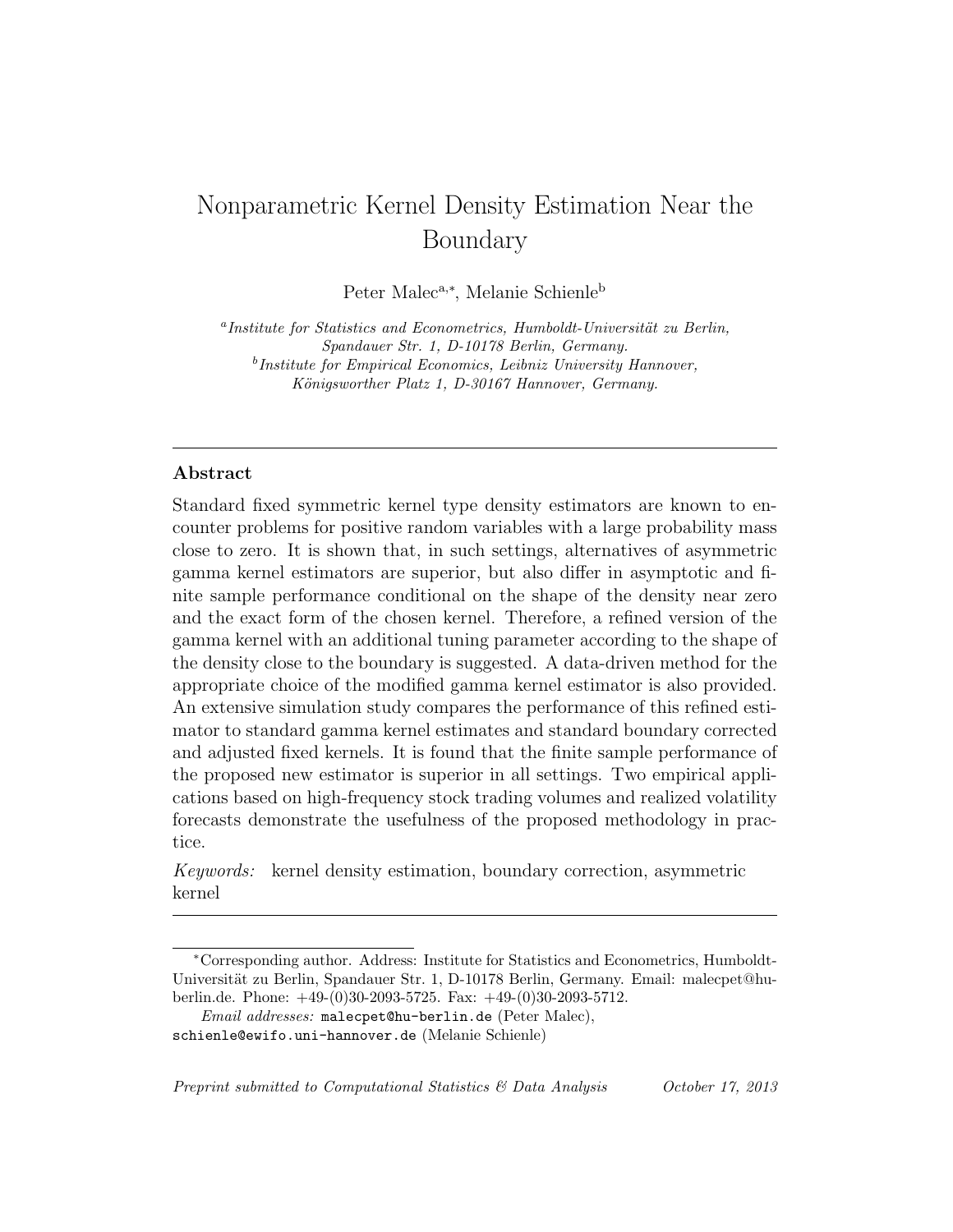# Nonparametric Kernel Density Estimation Near the Boundary

Peter Malec[a,*], Melanie Schienle[b]

[a] *Institute for Statistics and Econometrics, Humboldt-Universität zu Berlin, Spandauer Str. 1, D-10178 Berlin, Germany.*
[b] *Institute for Empirical Economics, Leibniz University Hannover, Königsworther Platz 1, D-30167 Hannover, Germany.*

---

## Abstract

Standard fixed symmetric kernel type density estimators are known to encounter problems for positive random variables with a large probability mass close to zero. It is shown that, in such settings, alternatives of asymmetric gamma kernel estimators are superior, but also differ in asymptotic and finite sample performance conditional on the shape of the density near zero and the exact form of the chosen kernel. Therefore, a refined version of the gamma kernel with an additional tuning parameter according to the shape of the density close to the boundary is suggested. A data-driven method for the appropriate choice of the modified gamma kernel estimator is also provided. An extensive simulation study compares the performance of this refined estimator to standard gamma kernel estimates and standard boundary corrected and adjusted fixed kernels. It is found that the finite sample performance of the proposed new estimator is superior in all settings. Two empirical applications based on high-frequency stock trading volumes and realized volatility forecasts demonstrate the usefulness of the proposed methodology in practice.

*Keywords:* kernel density estimation, boundary correction, asymmetric kernel

---

[*] Corresponding author. Address: Institute for Statistics and Econometrics, Humboldt-Universität zu Berlin, Spandauer Str. 1, D-10178 Berlin, Germany. Email: malecpet@hu-berlin.de. Phone: +49-(0)30-2093-5725. Fax: +49-(0)30-2093-5712.

*Email addresses:* malecpet@hu-berlin.de (Peter Malec), schienle@ewifo.uni-hannover.de (Melanie Schienle)

*Preprint submitted to Computational Statistics & Data Analysis* October 17, 2013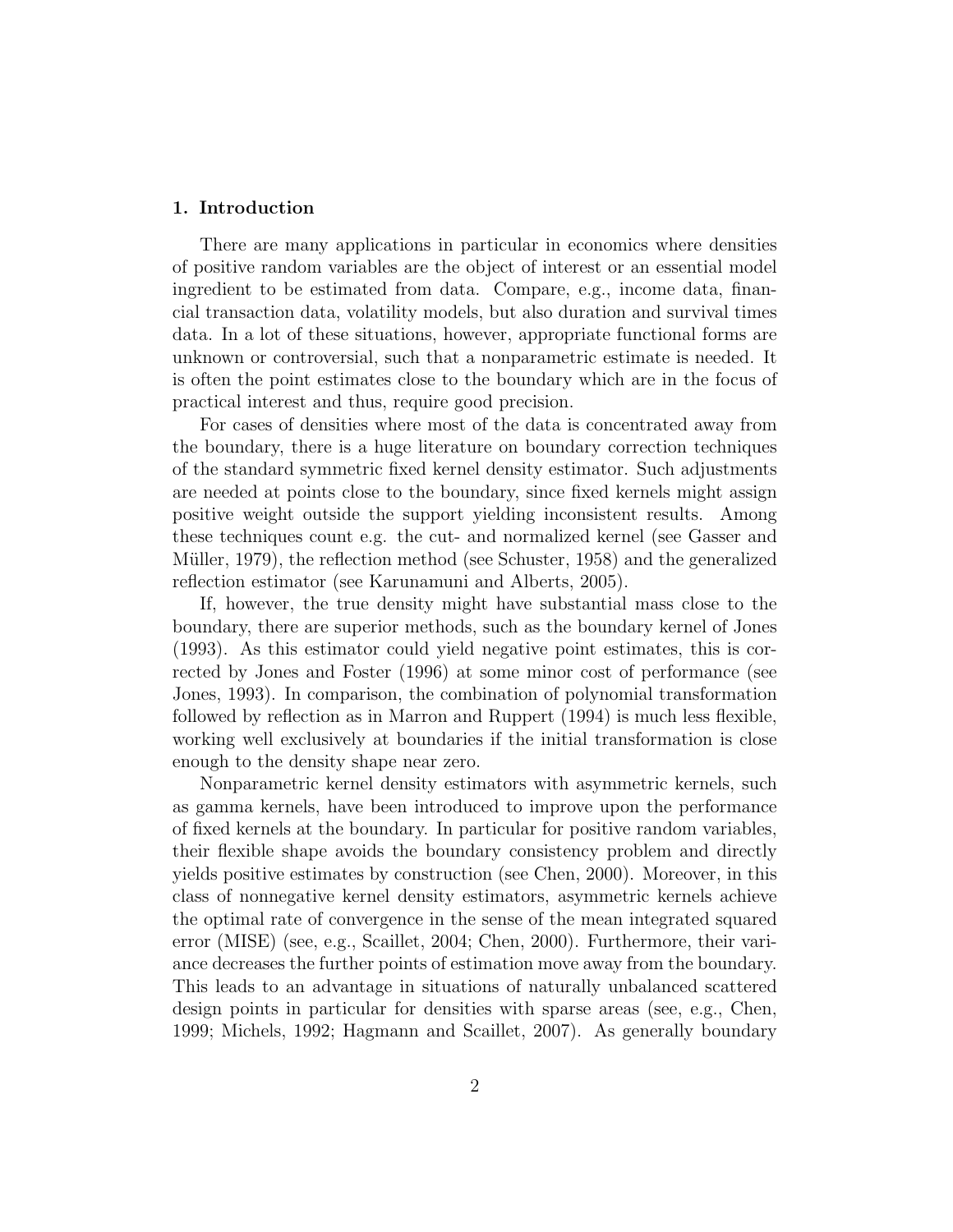## 1. Introduction

There are many applications in particular in economics where densities of positive random variables are the object of interest or an essential model ingredient to be estimated from data. Compare, e.g., income data, financial transaction data, volatility models, but also duration and survival times data. In a lot of these situations, however, appropriate functional forms are unknown or controversial, such that a nonparametric estimate is needed. It is often the point estimates close to the boundary which are in the focus of practical interest and thus, require good precision.

For cases of densities where most of the data is concentrated away from the boundary, there is a huge literature on boundary correction techniques of the standard symmetric fixed kernel density estimator. Such adjustments are needed at points close to the boundary, since fixed kernels might assign positive weight outside the support yielding inconsistent results. Among these techniques count e.g. the cut- and normalized kernel (see Gasser and Müller, 1979), the reflection method (see Schuster, 1958) and the generalized reflection estimator (see Karunamuni and Alberts, 2005).

If, however, the true density might have substantial mass close to the boundary, there are superior methods, such as the boundary kernel of Jones (1993). As this estimator could yield negative point estimates, this is corrected by Jones and Foster (1996) at some minor cost of performance (see Jones, 1993). In comparison, the combination of polynomial transformation followed by reflection as in Marron and Ruppert (1994) is much less flexible, working well exclusively at boundaries if the initial transformation is close enough to the density shape near zero.

Nonparametric kernel density estimators with asymmetric kernels, such as gamma kernels, have been introduced to improve upon the performance of fixed kernels at the boundary. In particular for positive random variables, their flexible shape avoids the boundary consistency problem and directly yields positive estimates by construction (see Chen, 2000). Moreover, in this class of nonnegative kernel density estimators, asymmetric kernels achieve the optimal rate of convergence in the sense of the mean integrated squared error (MISE) (see, e.g., Scaillet, 2004; Chen, 2000). Furthermore, their variance decreases the further points of estimation move away from the boundary. This leads to an advantage in situations of naturally unbalanced scattered design points in particular for densities with sparse areas (see, e.g., Chen, 1999; Michels, 1992; Hagmann and Scaillet, 2007). As generally boundary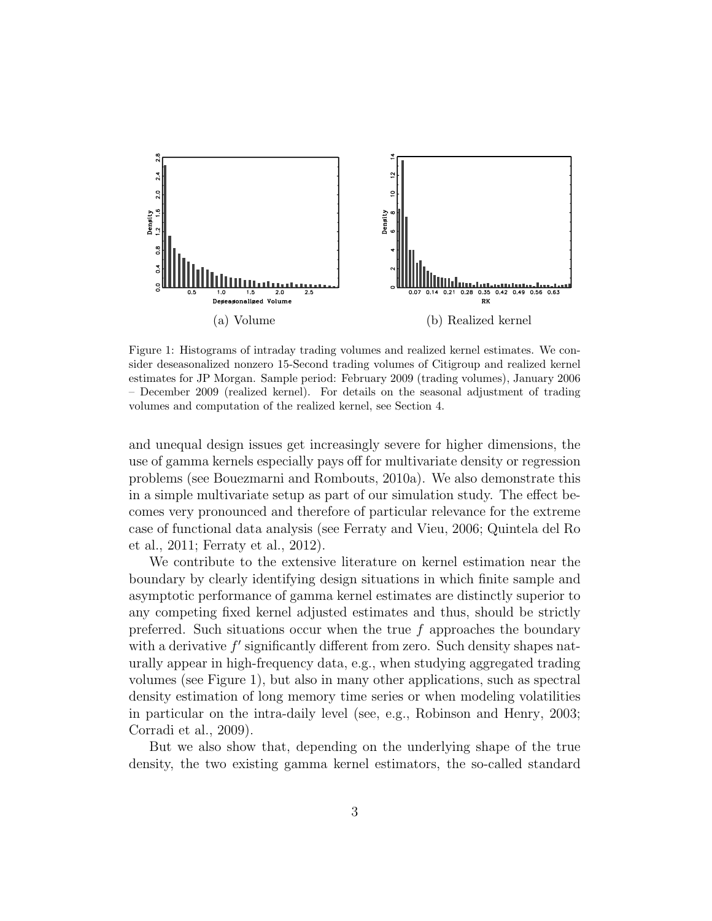(a) Volume

(b) Realized kernel

Figure 1: Histograms of intraday trading volumes and realized kernel estimates. We consider deseasonalized nonzero 15-Second trading volumes of Citigroup and realized kernel estimates for JP Morgan. Sample period: February 2009 (trading volumes), January 2006 – December 2009 (realized kernel). For details on the seasonal adjustment of trading volumes and computation of the realized kernel, see Section 4.

and unequal design issues get increasingly severe for higher dimensions, the use of gamma kernels especially pays off for multivariate density or regression problems (see Bouezmarni and Rombouts, 2010a). We also demonstrate this in a simple multivariate setup as part of our simulation study. The effect becomes very pronounced and therefore of particular relevance for the extreme case of functional data analysis (see Ferraty and Vieu, 2006; Quintela del Ro et al., 2011; Ferraty et al., 2012).

We contribute to the extensive literature on kernel estimation near the boundary by clearly identifying design situations in which finite sample and asymptotic performance of gamma kernel estimates are distinctly superior to any competing fixed kernel adjusted estimates and thus, should be strictly preferred. Such situations occur when the true $f$ approaches the boundary with a derivative $f'$ significantly different from zero. Such density shapes naturally appear in high-frequency data, e.g., when studying aggregated trading volumes (see Figure 1), but also in many other applications, such as spectral density estimation of long memory time series or when modeling volatilities in particular on the intra-daily level (see, e.g., Robinson and Henry, 2003; Corradi et al., 2009).

But we also show that, depending on the underlying shape of the true density, the two existing gamma kernel estimators, the so-called standard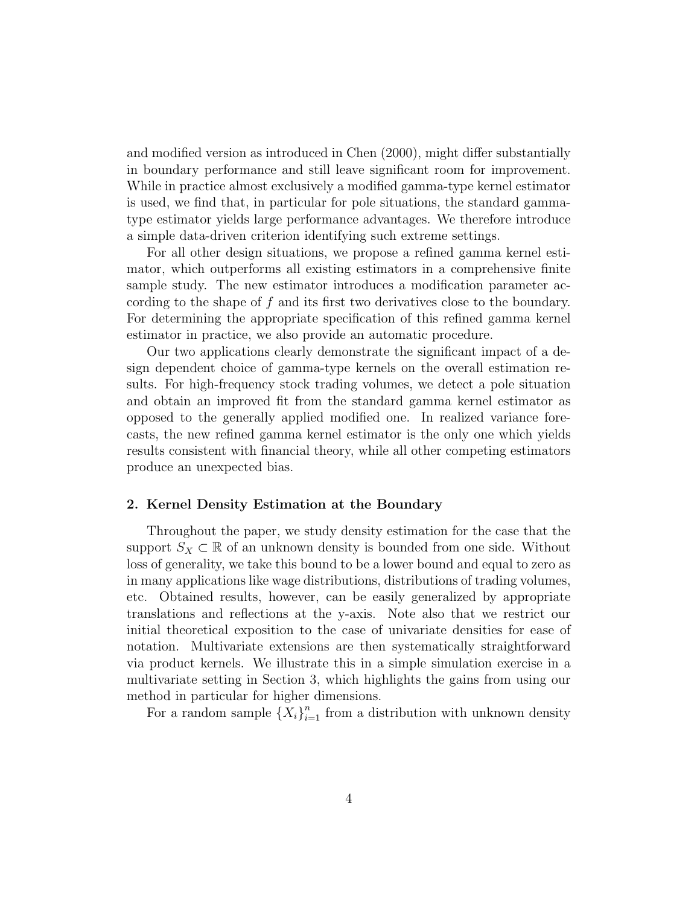and modified version as introduced in Chen (2000), might differ substantially in boundary performance and still leave significant room for improvement. While in practice almost exclusively a modified gamma-type kernel estimator is used, we find that, in particular for pole situations, the standard gamma-type estimator yields large performance advantages. We therefore introduce a simple data-driven criterion identifying such extreme settings.

For all other design situations, we propose a refined gamma kernel estimator, which outperforms all existing estimators in a comprehensive finite sample study. The new estimator introduces a modification parameter according to the shape of $f$ and its first two derivatives close to the boundary. For determining the appropriate specification of this refined gamma kernel estimator in practice, we also provide an automatic procedure.

Our two applications clearly demonstrate the significant impact of a design dependent choice of gamma-type kernels on the overall estimation results. For high-frequency stock trading volumes, we detect a pole situation and obtain an improved fit from the standard gamma kernel estimator as opposed to the generally applied modified one. In realized variance forecasts, the new refined gamma kernel estimator is the only one which yields results consistent with financial theory, while all other competing estimators produce an unexpected bias.

## 2. Kernel Density Estimation at the Boundary

Throughout the paper, we study density estimation for the case that the support $S_X \subset \mathbb{R}$ of an unknown density is bounded from one side. Without loss of generality, we take this bound to be a lower bound and equal to zero as in many applications like wage distributions, distributions of trading volumes, etc. Obtained results, however, can be easily generalized by appropriate translations and reflections at the y-axis. Note also that we restrict our initial theoretical exposition to the case of univariate densities for ease of notation. Multivariate extensions are then systematically straightforward via product kernels. We illustrate this in a simple simulation exercise in a multivariate setting in Section 3, which highlights the gains from using our method in particular for higher dimensions.

For a random sample $\{X_i\}_{i=1}^{n}$ from a distribution with unknown density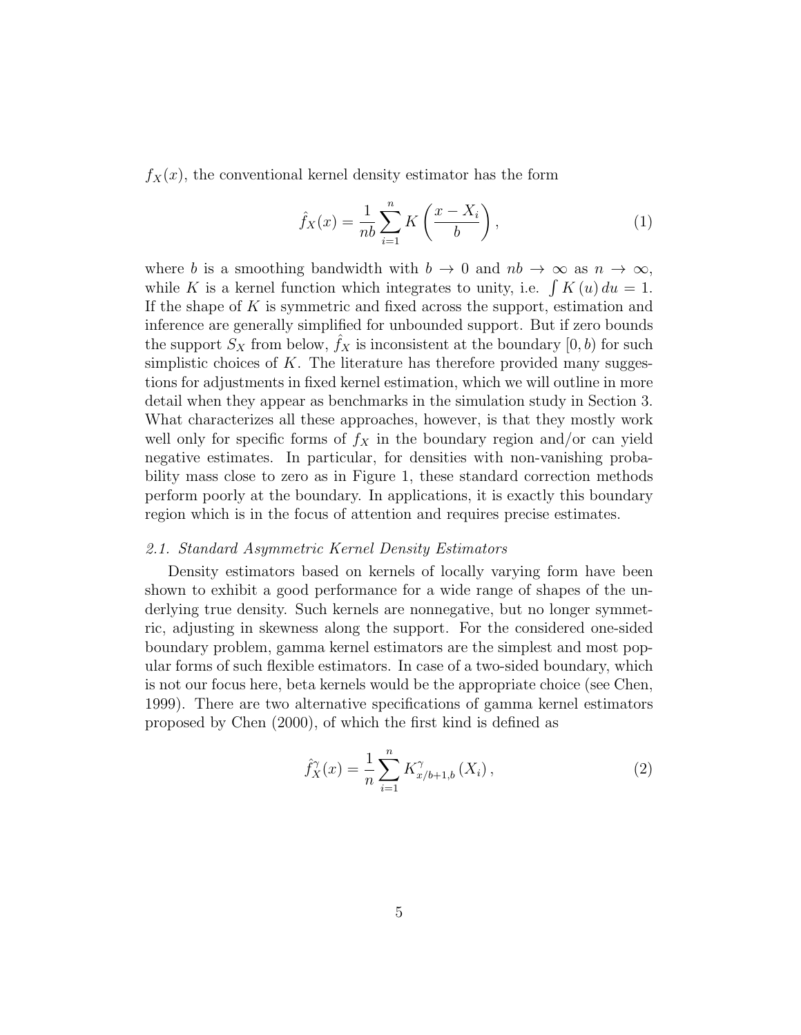$f_X(x)$, the conventional kernel density estimator has the form

$$\hat{f}_X(x) = \frac{1}{nb} \sum_{i=1}^{n} K\left(\frac{x - X_i}{b}\right), \tag{1}$$

where $b$ is a smoothing bandwidth with $b \to 0$ and $nb \to \infty$ as $n \to \infty$, while $K$ is a kernel function which integrates to unity, i.e. $\int K(u)\,du = 1$. If the shape of $K$ is symmetric and fixed across the support, estimation and inference are generally simplified for unbounded support. But if zero bounds the support $S_X$ from below, $\hat{f}_X$ is inconsistent at the boundary $[0, b)$ for such simplistic choices of $K$. The literature has therefore provided many suggestions for adjustments in fixed kernel estimation, which we will outline in more detail when they appear as benchmarks in the simulation study in Section 3. What characterizes all these approaches, however, is that they mostly work well only for specific forms of $f_X$ in the boundary region and/or can yield negative estimates. In particular, for densities with non-vanishing probability mass close to zero as in Figure 1, these standard correction methods perform poorly at the boundary. In applications, it is exactly this boundary region which is in the focus of attention and requires precise estimates.

### *2.1. Standard Asymmetric Kernel Density Estimators*

Density estimators based on kernels of locally varying form have been shown to exhibit a good performance for a wide range of shapes of the underlying true density. Such kernels are nonnegative, but no longer symmetric, adjusting in skewness along the support. For the considered one-sided boundary problem, gamma kernel estimators are the simplest and most popular forms of such flexible estimators. In case of a two-sided boundary, which is not our focus here, beta kernels would be the appropriate choice (see Chen, 1999). There are two alternative specifications of gamma kernel estimators proposed by Chen (2000), of which the first kind is defined as

$$\hat{f}_X^{\gamma}(x) = \frac{1}{n} \sum_{i=1}^{n} K^{\gamma}_{x/b+1,b}\left(X_i\right), \tag{2}$$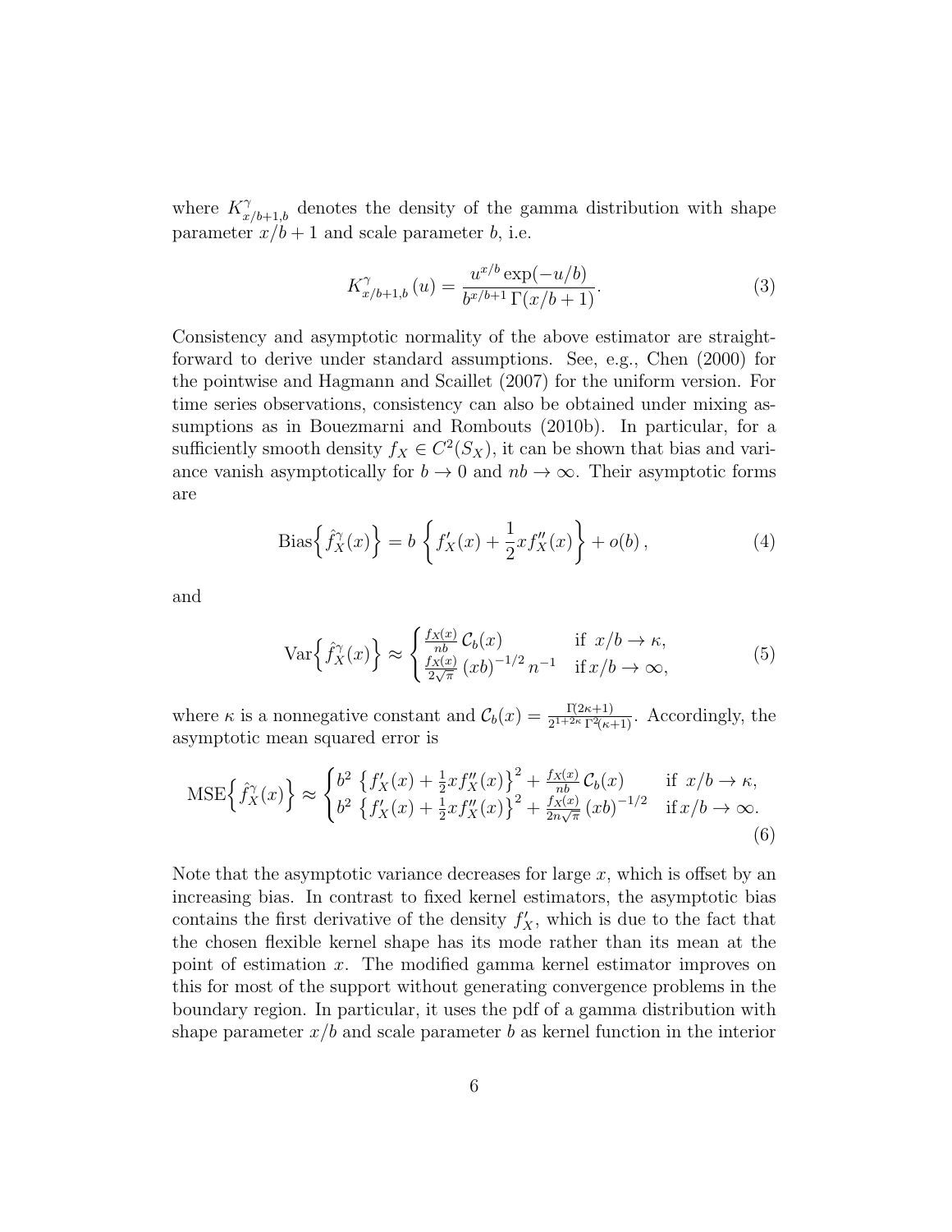where $K^{\gamma}_{x/b+1,b}$ denotes the density of the gamma distribution with shape parameter $x/b+1$ and scale parameter $b$, i.e.

$$K^{\gamma}_{x/b+1,b}\left(u\right) = \frac{u^{x/b}\exp(-u/b)}{b^{x/b+1}\,\Gamma(x/b+1)}. \tag{3}$$

Consistency and asymptotic normality of the above estimator are straightforward to derive under standard assumptions. See, e.g., Chen (2000) for the pointwise and Hagmann and Scaillet (2007) for the uniform version. For time series observations, consistency can also be obtained under mixing assumptions as in Bouezmarni and Rombouts (2010b). In particular, for a sufficiently smooth density $f_X \in C^2(S_X)$, it can be shown that bias and variance vanish asymptotically for $b \to 0$ and $nb \to \infty$. Their asymptotic forms are

$$\mathrm{Bias}\Big\{\hat{f}^{\gamma}_X(x)\Big\} = b\,\left\{f'_X(x) + \frac{1}{2}xf''_X(x)\right\} + o(b)\,, \tag{4}$$

and

$$\mathrm{Var}\Big\{\hat{f}^{\gamma}_X(x)\Big\} \approx \begin{cases} \frac{f_X(x)}{nb}\,\mathcal{C}_b(x) & \text{if } \; x/b \to \kappa, \\ \frac{f_X(x)}{2\sqrt{\pi}}\,(xb)^{-1/2}\,n^{-1} & \text{if}\, x/b \to \infty, \end{cases} \tag{5}$$

where $\kappa$ is a nonnegative constant and $\mathcal{C}_b(x) = \frac{\Gamma(2\kappa+1)}{2^{1+2\kappa}\,\Gamma^2(\kappa+1)}$. Accordingly, the asymptotic mean squared error is

$$\mathrm{MSE}\Big\{\hat{f}^{\gamma}_X(x)\Big\} \approx \begin{cases} b^2\,\left\{f'_X(x) + \frac{1}{2}xf''_X(x)\right\}^2 + \frac{f_X(x)}{nb}\,\mathcal{C}_b(x) & \text{if } \; x/b \to \kappa, \\ b^2\,\left\{f'_X(x) + \frac{1}{2}xf''_X(x)\right\}^2 + \frac{f_X(x)}{2n\sqrt{\pi}}\,(xb)^{-1/2} & \text{if}\, x/b \to \infty. \end{cases} \tag{6}$$

Note that the asymptotic variance decreases for large $x$, which is offset by an increasing bias. In contrast to fixed kernel estimators, the asymptotic bias contains the first derivative of the density $f'_X$, which is due to the fact that the chosen flexible kernel shape has its mode rather than its mean at the point of estimation $x$. The modified gamma kernel estimator improves on this for most of the support without generating convergence problems in the boundary region. In particular, it uses the pdf of a gamma distribution with shape parameter $x/b$ and scale parameter $b$ as kernel function in the interior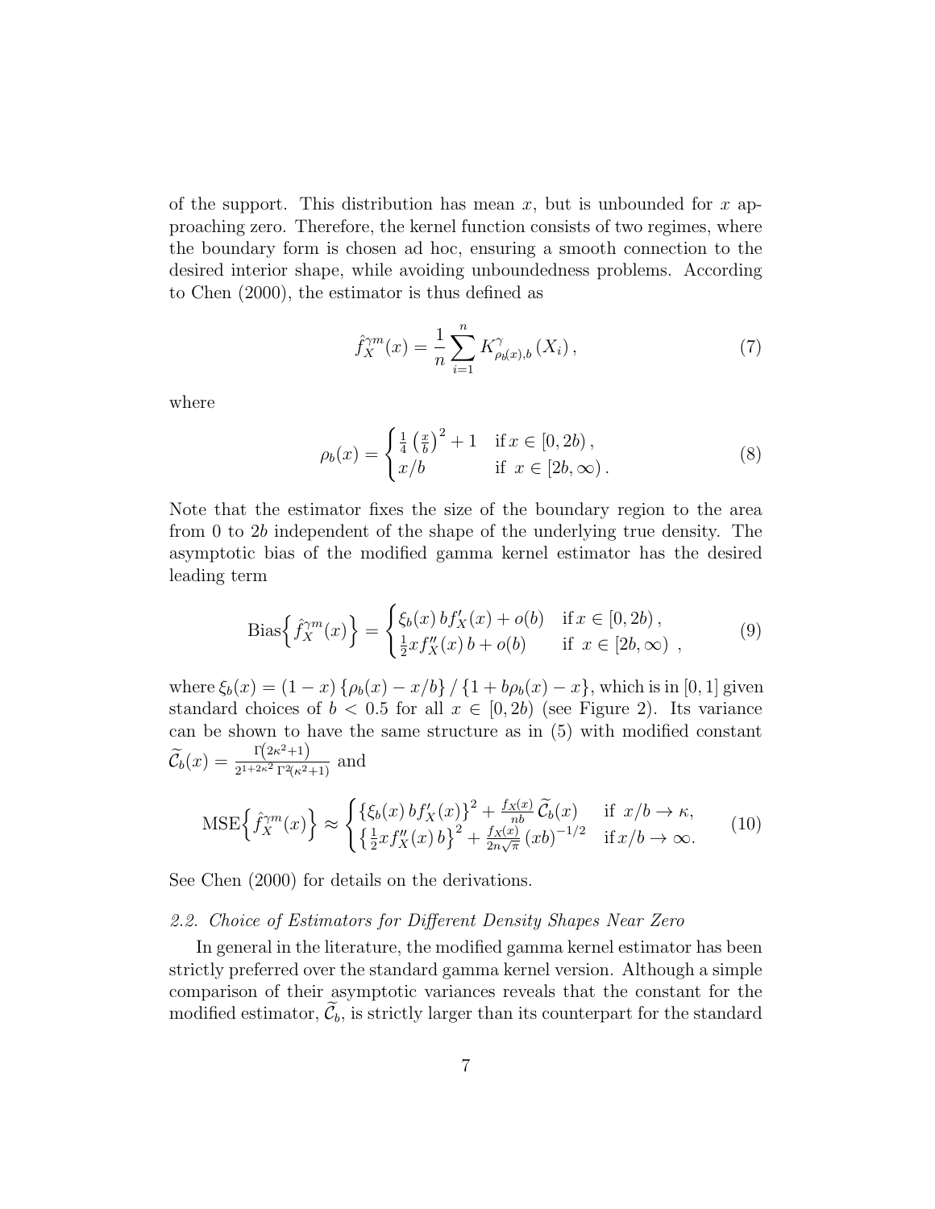of the support. This distribution has mean $x$, but is unbounded for $x$ approaching zero. Therefore, the kernel function consists of two regimes, where the boundary form is chosen ad hoc, ensuring a smooth connection to the desired interior shape, while avoiding unboundedness problems. According to Chen (2000), the estimator is thus defined as

$$\hat{f}_X^{\gamma m}(x) = \frac{1}{n}\sum_{i=1}^{n} K^{\gamma}_{\rho_b(x),b}\left(X_i\right), \tag{7}$$

where

$$\rho_b(x) = \begin{cases} \frac{1}{4}\left(\frac{x}{b}\right)^2 + 1 & \text{if } x \in [0, 2b), \\ x/b & \text{if } x \in [2b, \infty). \end{cases} \tag{8}$$

Note that the estimator fixes the size of the boundary region to the area from 0 to $2b$ independent of the shape of the underlying true density. The asymptotic bias of the modified gamma kernel estimator has the desired leading term

$$\text{Bias}\Big\{\hat{f}_X^{\gamma m}(x)\Big\} = \begin{cases} \xi_b(x)\, b f_X'(x) + o(b) & \text{if } x \in [0, 2b), \\ \frac{1}{2} x f_X''(x)\, b + o(b) & \text{if } x \in [2b, \infty) \end{cases}, \tag{9}$$

where $\xi_b(x) = (1-x)\left\{\rho_b(x) - x/b\right\} / \left\{1 + b\rho_b(x) - x\right\}$, which is in $[0, 1]$ given standard choices of $b < 0.5$ for all $x \in [0, 2b)$ (see Figure 2). Its variance can be shown to have the same structure as in (5) with modified constant $\widetilde{\mathcal{C}}_b(x) = \frac{\Gamma\left(2\kappa^2+1\right)}{2^{1+2\kappa^2}\,\Gamma^2\left(\kappa^2+1\right)}$ and

$$\text{MSE}\Big\{\hat{f}_X^{\gamma m}(x)\Big\} \approx \begin{cases} \left\{\xi_b(x)\, b f_X'(x)\right\}^2 + \frac{f_X(x)}{nb}\,\widetilde{\mathcal{C}}_b(x) & \text{if } x/b \to \kappa, \\ \left\{\frac{1}{2} x f_X''(x)\, b\right\}^2 + \frac{f_X(x)}{2n\sqrt{\pi}}\,(xb)^{-1/2} & \text{if } x/b \to \infty. \end{cases} \tag{10}$$

See Chen (2000) for details on the derivations.

### *2.2. Choice of Estimators for Different Density Shapes Near Zero*

In general in the literature, the modified gamma kernel estimator has been strictly preferred over the standard gamma kernel version. Although a simple comparison of their asymptotic variances reveals that the constant for the modified estimator, $\widetilde{\mathcal{C}}_b$, is strictly larger than its counterpart for the standard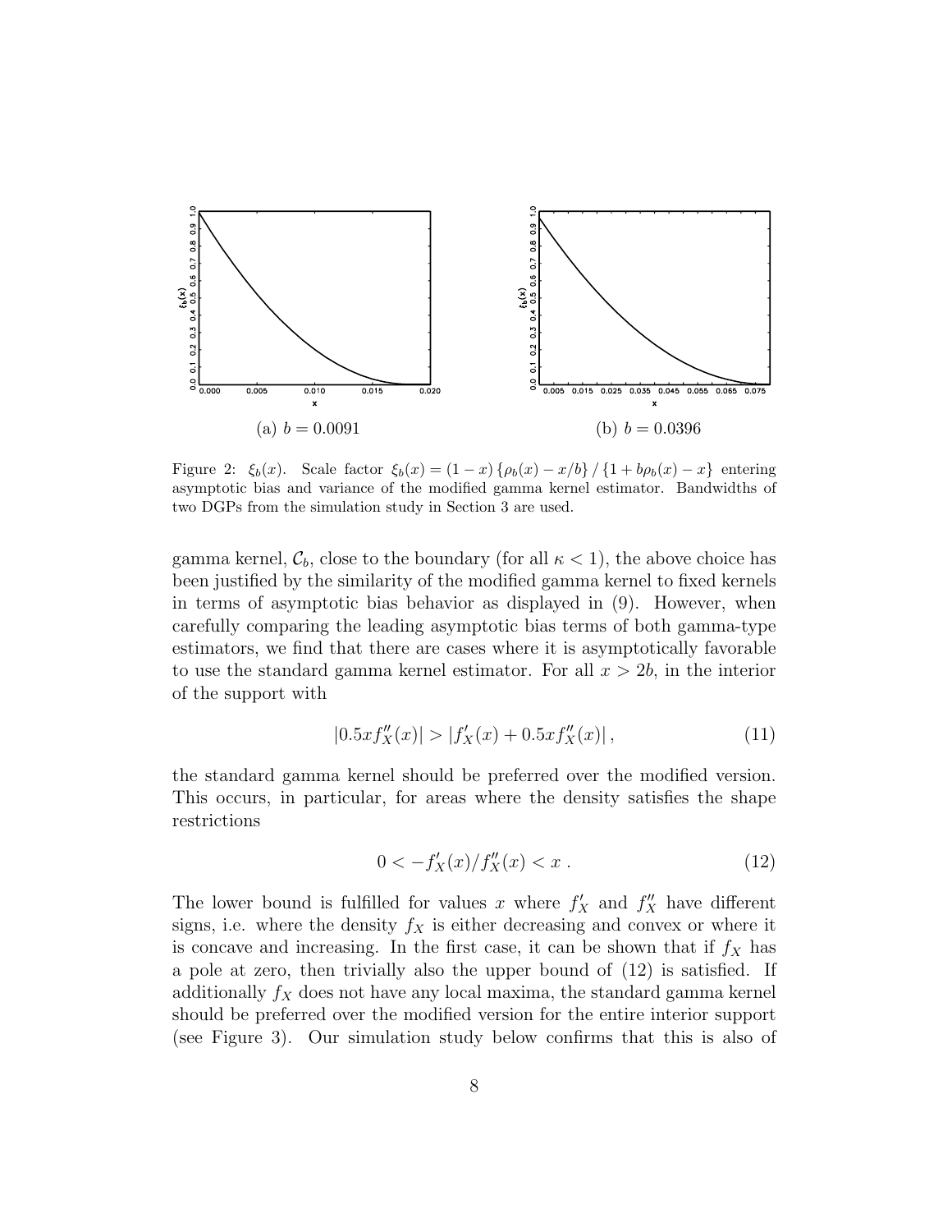(a) $b = 0.0091$

(b) $b = 0.0396$

Figure 2: $\xi_b(x)$. Scale factor $\xi_b(x) = (1-x)\{\rho_b(x) - x/b\} / \{1 + b\rho_b(x) - x\}$ entering asymptotic bias and variance of the modified gamma kernel estimator. Bandwidths of two DGPs from the simulation study in Section 3 are used.

gamma kernel, $\mathcal{C}_b$, close to the boundary (for all $\kappa < 1$), the above choice has been justified by the similarity of the modified gamma kernel to fixed kernels in terms of asymptotic bias behavior as displayed in (9). However, when carefully comparing the leading asymptotic bias terms of both gamma-type estimators, we find that there are cases where it is asymptotically favorable to use the standard gamma kernel estimator. For all $x > 2b$, in the interior of the support with

$$|0.5xf''_X(x)| > |f'_X(x) + 0.5xf''_X(x)|\,, \tag{11}$$

the standard gamma kernel should be preferred over the modified version. This occurs, in particular, for areas where the density satisfies the shape restrictions

$$0 < -f'_X(x)/f''_X(x) < x\ . \tag{12}$$

The lower bound is fulfilled for values $x$ where $f'_X$ and $f''_X$ have different signs, i.e. where the density $f_X$ is either decreasing and convex or where it is concave and increasing. In the first case, it can be shown that if $f_X$ has a pole at zero, then trivially also the upper bound of (12) is satisfied. If additionally $f_X$ does not have any local maxima, the standard gamma kernel should be preferred over the modified version for the entire interior support (see Figure 3). Our simulation study below confirms that this is also of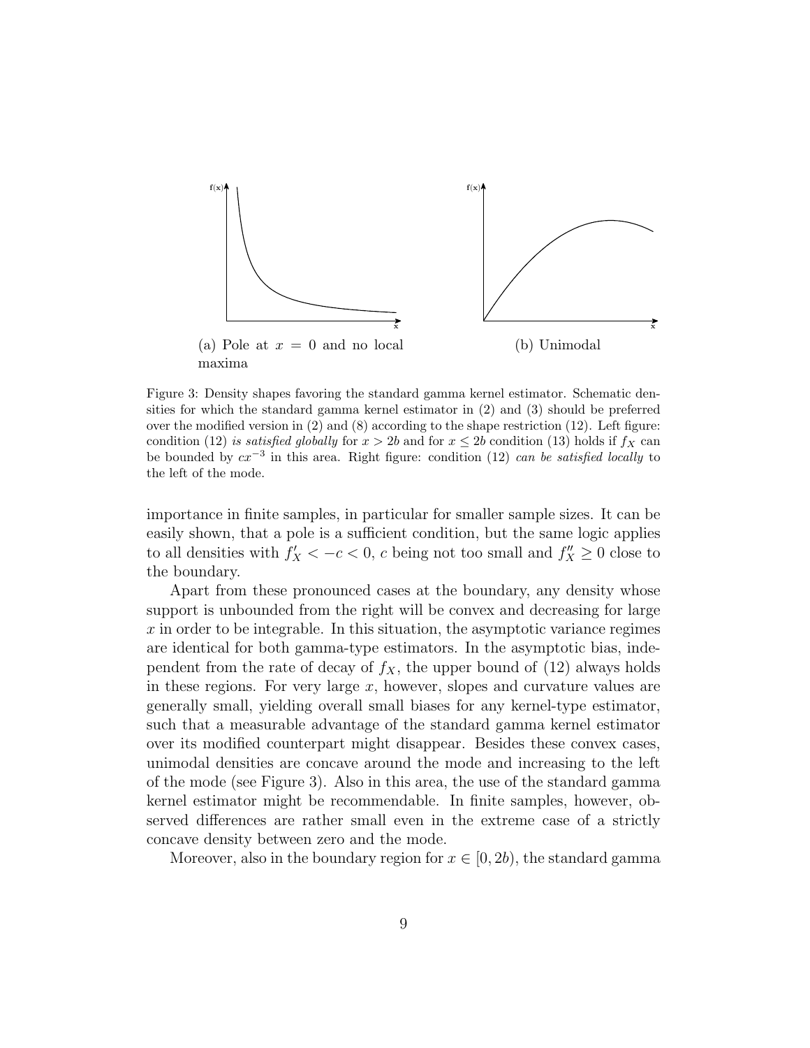(a) Pole at $x = 0$ and no local maxima

(b) Unimodal

Figure 3: Density shapes favoring the standard gamma kernel estimator. Schematic densities for which the standard gamma kernel estimator in (2) and (3) should be preferred over the modified version in (2) and (8) according to the shape restriction (12). Left figure: condition (12) *is satisfied globally* for $x > 2b$ and for $x \leq 2b$ condition (13) holds if $f_X$ can be bounded by $cx^{-3}$ in this area. Right figure: condition (12) *can be satisfied locally* to the left of the mode.

importance in finite samples, in particular for smaller sample sizes. It can be easily shown, that a pole is a sufficient condition, but the same logic applies to all densities with $f_X' < -c < 0$, $c$ being not too small and $f_X'' \geq 0$ close to the boundary.

Apart from these pronounced cases at the boundary, any density whose support is unbounded from the right will be convex and decreasing for large $x$ in order to be integrable. In this situation, the asymptotic variance regimes are identical for both gamma-type estimators. In the asymptotic bias, independent from the rate of decay of $f_X$, the upper bound of (12) always holds in these regions. For very large $x$, however, slopes and curvature values are generally small, yielding overall small biases for any kernel-type estimator, such that a measurable advantage of the standard gamma kernel estimator over its modified counterpart might disappear. Besides these convex cases, unimodal densities are concave around the mode and increasing to the left of the mode (see Figure 3). Also in this area, the use of the standard gamma kernel estimator might be recommendable. In finite samples, however, observed differences are rather small even in the extreme case of a strictly concave density between zero and the mode.

Moreover, also in the boundary region for $x \in [0, 2b)$, the standard gamma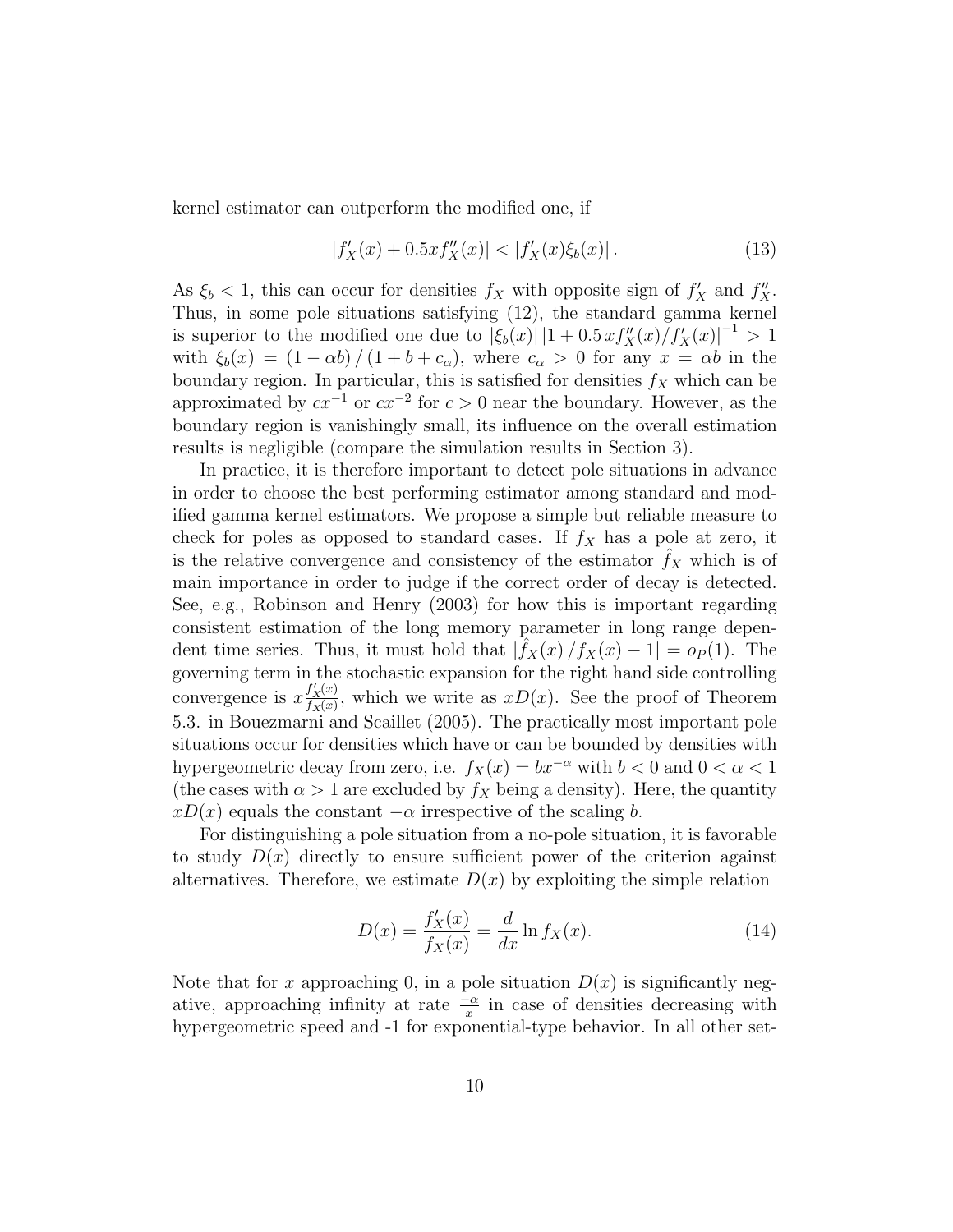kernel estimator can outperform the modified one, if

$$|f_X'(x) + 0.5x f_X''(x)| < |f_X'(x)\xi_b(x)|. \tag{13}$$

As $\xi_b < 1$, this can occur for densities $f_X$ with opposite sign of $f_X'$ and $f_X''$. Thus, in some pole situations satisfying (12), the standard gamma kernel is superior to the modified one due to $|\xi_b(x)| \left|1 + 0.5\, x f_X''(x)/f_X'(x)\right|^{-1} > 1$ with $\xi_b(x) = (1 - \alpha b) / (1 + b + c_\alpha)$, where $c_\alpha > 0$ for any $x = \alpha b$ in the boundary region. In particular, this is satisfied for densities $f_X$ which can be approximated by $cx^{-1}$ or $cx^{-2}$ for $c > 0$ near the boundary. However, as the boundary region is vanishingly small, its influence on the overall estimation results is negligible (compare the simulation results in Section 3).

In practice, it is therefore important to detect pole situations in advance in order to choose the best performing estimator among standard and modified gamma kernel estimators. We propose a simple but reliable measure to check for poles as opposed to standard cases. If $f_X$ has a pole at zero, it is the relative convergence and consistency of the estimator $\hat{f}_X$ which is of main importance in order to judge if the correct order of decay is detected. See, e.g., Robinson and Henry (2003) for how this is important regarding consistent estimation of the long memory parameter in long range dependent time series. Thus, it must hold that $|\hat{f}_X(x)/f_X(x) - 1| = o_P(1)$. The governing term in the stochastic expansion for the right hand side controlling convergence is $x\frac{f_X'(x)}{f_X(x)}$, which we write as $xD(x)$. See the proof of Theorem 5.3. in Bouezmarni and Scaillet (2005). The practically most important pole situations occur for densities which have or can be bounded by densities with hypergeometric decay from zero, i.e. $f_X(x) = bx^{-\alpha}$ with $b < 0$ and $0 < \alpha < 1$ (the cases with $\alpha > 1$ are excluded by $f_X$ being a density). Here, the quantity $xD(x)$ equals the constant $-\alpha$ irrespective of the scaling $b$.

For distinguishing a pole situation from a no-pole situation, it is favorable to study $D(x)$ directly to ensure sufficient power of the criterion against alternatives. Therefore, we estimate $D(x)$ by exploiting the simple relation

$$D(x) = \frac{f_X'(x)}{f_X(x)} = \frac{d}{dx} \ln f_X(x). \tag{14}$$

Note that for $x$ approaching 0, in a pole situation $D(x)$ is significantly negative, approaching infinity at rate $\frac{-\alpha}{x}$ in case of densities decreasing with hypergeometric speed and -1 for exponential-type behavior. In all other set-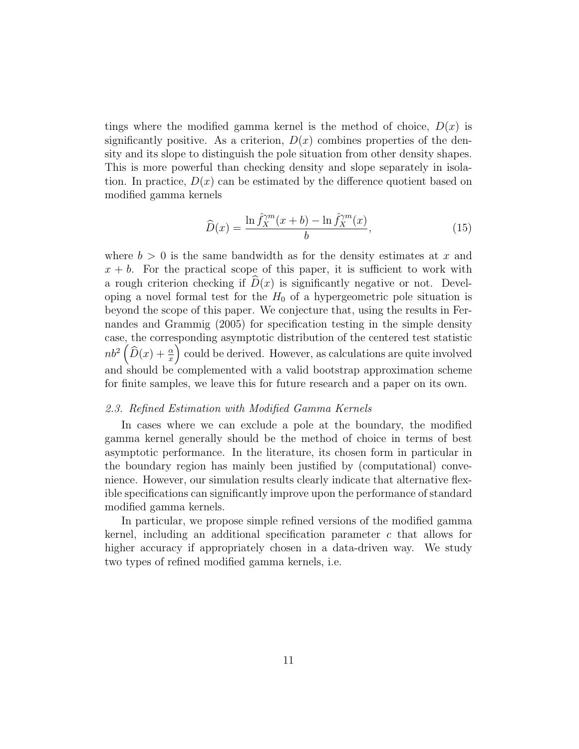tings where the modified gamma kernel is the method of choice, $D(x)$ is significantly positive. As a criterion, $D(x)$ combines properties of the density and its slope to distinguish the pole situation from other density shapes. This is more powerful than checking density and slope separately in isolation. In practice, $D(x)$ can be estimated by the difference quotient based on modified gamma kernels

$$\widehat{D}(x) = \frac{\ln \hat{f}_X^{\gamma m}(x+b) - \ln \hat{f}_X^{\gamma m}(x)}{b}, \tag{15}$$

where $b > 0$ is the same bandwidth as for the density estimates at $x$ and $x + b$. For the practical scope of this paper, it is sufficient to work with a rough criterion checking if $\widehat{D}(x)$ is significantly negative or not. Developing a novel formal test for the $H_0$ of a hypergeometric pole situation is beyond the scope of this paper. We conjecture that, using the results in Fernandes and Grammig (2005) for specification testing in the simple density case, the corresponding asymptotic distribution of the centered test statistic $nb^2 \left( \widehat{D}(x) + \frac{\alpha}{x} \right)$ could be derived. However, as calculations are quite involved and should be complemented with a valid bootstrap approximation scheme for finite samples, we leave this for future research and a paper on its own.

### *2.3. Refined Estimation with Modified Gamma Kernels*

In cases where we can exclude a pole at the boundary, the modified gamma kernel generally should be the method of choice in terms of best asymptotic performance. In the literature, its chosen form in particular in the boundary region has mainly been justified by (computational) convenience. However, our simulation results clearly indicate that alternative flexible specifications can significantly improve upon the performance of standard modified gamma kernels.

In particular, we propose simple refined versions of the modified gamma kernel, including an additional specification parameter $c$ that allows for higher accuracy if appropriately chosen in a data-driven way. We study two types of refined modified gamma kernels, i.e.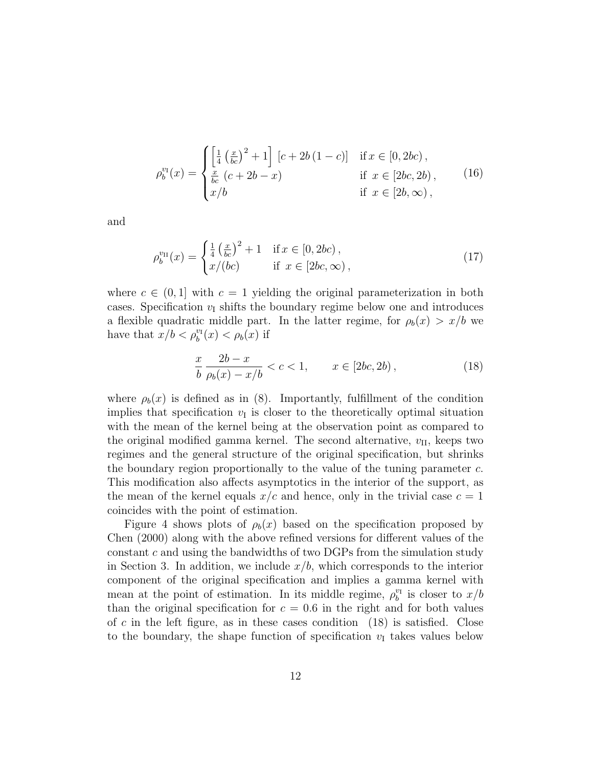$$
\rho_b^{v_{\rm I}}(x) = \begin{cases} \left[\frac{1}{4}\left(\frac{x}{bc}\right)^2 + 1\right] \; [c + 2b\,(1-c)] & \text{if}\, x \in [0, 2bc)\,, \\ \frac{x}{bc}\;(c + 2b - x) & \text{if }\; x \in [2bc, 2b)\,, \\ x/b & \text{if }\; x \in [2b, \infty)\,, \end{cases} \tag{16}
$$

and

$$
\rho_b^{v_{\rm II}}(x) = \begin{cases} \frac{1}{4}\left(\frac{x}{bc}\right)^2 + 1 & \text{if}\, x \in [0, 2bc)\,, \\ x/(bc) & \text{if }\; x \in [2bc, \infty)\,, \end{cases} \tag{17}
$$

where $c \in (0, 1]$ with $c = 1$ yielding the original parameterization in both cases. Specification $v_{\rm I}$ shifts the boundary regime below one and introduces a flexible quadratic middle part. In the latter regime, for $\rho_b(x) > x/b$ we have that $x/b < \rho_b^{v_{\rm I}}(x) < \rho_b(x)$ if

$$
\frac{x}{b}\,\frac{2b - x}{\rho_b(x) - x/b} < c < 1, \qquad x \in [2bc, 2b)\,, \tag{18}
$$

where $\rho_b(x)$ is defined as in (8). Importantly, fulfillment of the condition implies that specification $v_{\rm I}$ is closer to the theoretically optimal situation with the mean of the kernel being at the observation point as compared to the original modified gamma kernel. The second alternative, $v_{\rm II}$, keeps two regimes and the general structure of the original specification, but shrinks the boundary region proportionally to the value of the tuning parameter $c$. This modification also affects asymptotics in the interior of the support, as the mean of the kernel equals $x/c$ and hence, only in the trivial case $c = 1$ coincides with the point of estimation.

Figure 4 shows plots of $\rho_b(x)$ based on the specification proposed by Chen (2000) along with the above refined versions for different values of the constant $c$ and using the bandwidths of two DGPs from the simulation study in Section 3. In addition, we include $x/b$, which corresponds to the interior component of the original specification and implies a gamma kernel with mean at the point of estimation. In its middle regime, $\rho_b^{v_{\rm I}}$ is closer to $x/b$ than the original specification for $c = 0.6$ in the right and for both values of $c$ in the left figure, as in these cases condition (18) is satisfied. Close to the boundary, the shape function of specification $v_{\rm I}$ takes values below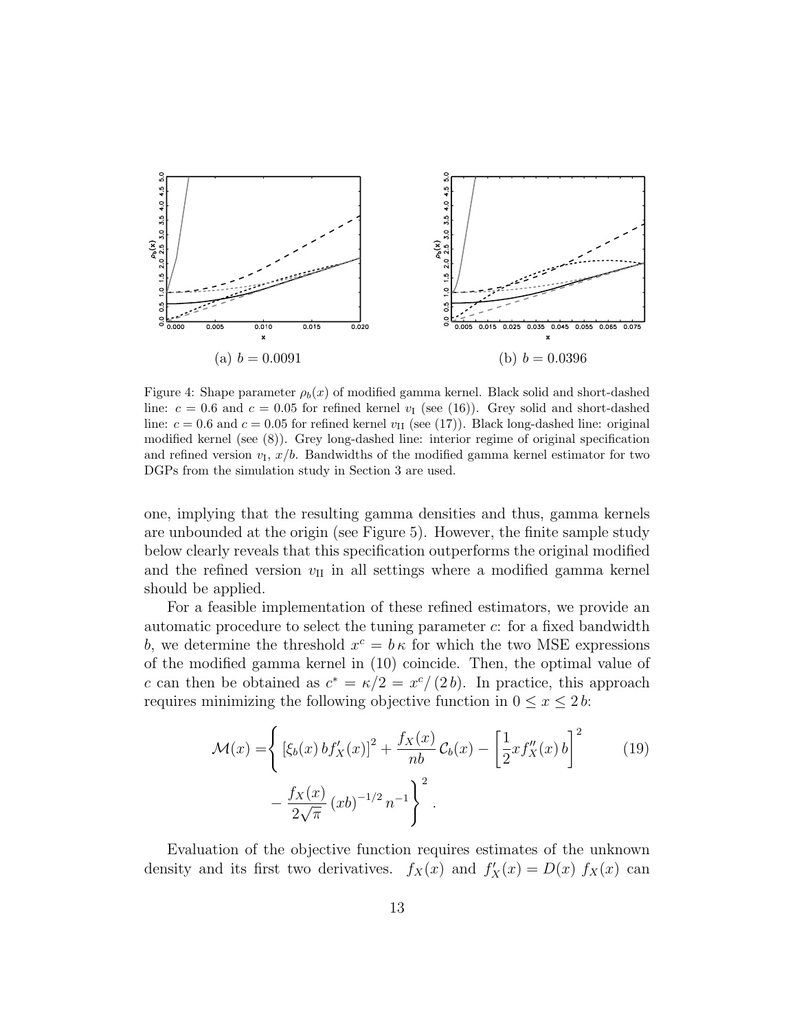(a) $b = 0.0091$

(b) $b = 0.0396$

Figure 4: Shape parameter $\rho_b(x)$ of modified gamma kernel. Black solid and short-dashed line: $c = 0.6$ and $c = 0.05$ for refined kernel $v_{\mathrm{I}}$ (see (16)). Grey solid and short-dashed line: $c = 0.6$ and $c = 0.05$ for refined kernel $v_{\mathrm{II}}$ (see (17)). Black long-dashed line: original modified kernel (see (8)). Grey long-dashed line: interior regime of original specification and refined version $v_{\mathrm{I}}$, $x/b$. Bandwidths of the modified gamma kernel estimator for two DGPs from the simulation study in Section 3 are used.

one, implying that the resulting gamma densities and thus, gamma kernels are unbounded at the origin (see Figure 5). However, the finite sample study below clearly reveals that this specification outperforms the original modified and the refined version $v_{\mathrm{II}}$ in all settings where a modified gamma kernel should be applied.

For a feasible implementation of these refined estimators, we provide an automatic procedure to select the tuning parameter $c$: for a fixed bandwidth $b$, we determine the threshold $x^c = b\,\kappa$ for which the two MSE expressions of the modified gamma kernel in (10) coincide. Then, the optimal value of $c$ can then be obtained as $c^* = \kappa/2 = x^c/(2\,b)$. In practice, this approach requires minimizing the following objective function in $0 \leq x \leq 2\,b$:

$$
\mathcal{M}(x) = \Bigg\{ \left[\xi_b(x)\, b f_X'(x)\right]^2 + \frac{f_X(x)}{nb}\,\mathcal{C}_b(x) - \left[\frac{1}{2} x f_X''(x)\, b\right]^2 - \frac{f_X(x)}{2\sqrt{\pi}}\,(xb)^{-1/2}\, n^{-1} \Bigg\}^2 . \tag{19}
$$

Evaluation of the objective function requires estimates of the unknown density and its first two derivatives. $f_X(x)$ and $f_X'(x) = D(x)\; f_X(x)$ can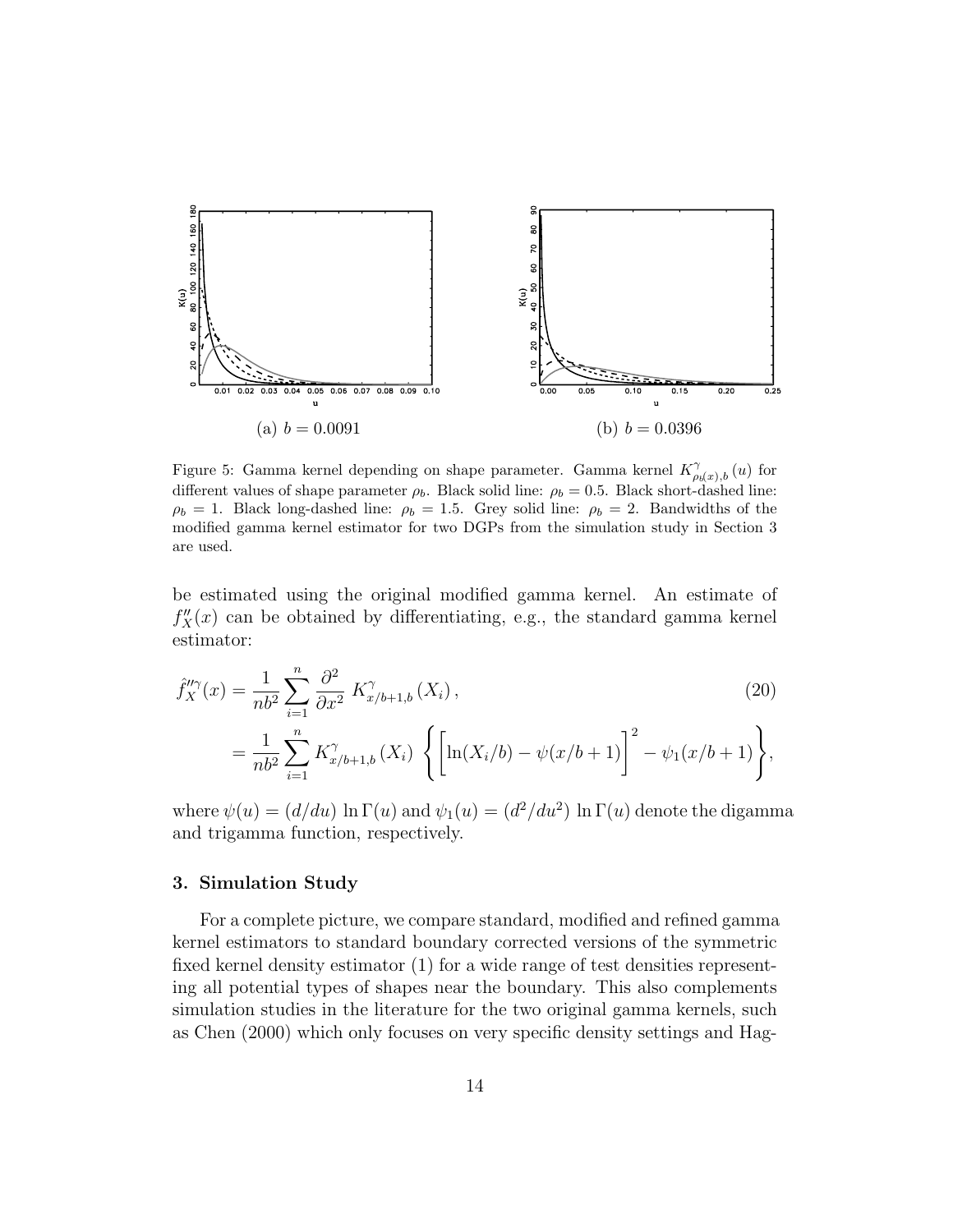(a) $b = 0.0091$

(b) $b = 0.0396$

Figure 5: Gamma kernel depending on shape parameter. Gamma kernel $K^{\gamma}_{\rho_b(x),b}(u)$ for different values of shape parameter $\rho_b$. Black solid line: $\rho_b = 0.5$. Black short-dashed line: $\rho_b = 1$. Black long-dashed line: $\rho_b = 1.5$. Grey solid line: $\rho_b = 2$. Bandwidths of the modified gamma kernel estimator for two DGPs from the simulation study in Section 3 are used.

be estimated using the original modified gamma kernel. An estimate of $f''_X(x)$ can be obtained by differentiating, e.g., the standard gamma kernel estimator:

$$
\begin{aligned}
\hat{f}''^{\gamma}_X(x) &= \frac{1}{nb^2} \sum_{i=1}^{n} \frac{\partial^2}{\partial x^2} \, K^{\gamma}_{x/b+1,b}(X_i), \qquad (20) \\
&= \frac{1}{nb^2} \sum_{i=1}^{n} K^{\gamma}_{x/b+1,b}(X_i) \, \left\{ \Big[ \ln(X_i/b) - \psi(x/b+1) \Big]^2 - \psi_1(x/b+1) \right\},
\end{aligned}
$$

where $\psi(u) = (d/du) \ln \Gamma(u)$ and $\psi_1(u) = (d^2/du^2) \ln \Gamma(u)$ denote the digamma and trigamma function, respectively.

### 3. Simulation Study

For a complete picture, we compare standard, modified and refined gamma kernel estimators to standard boundary corrected versions of the symmetric fixed kernel density estimator (1) for a wide range of test densities representing all potential types of shapes near the boundary. This also complements simulation studies in the literature for the two original gamma kernels, such as Chen (2000) which only focuses on very specific density settings and Hag-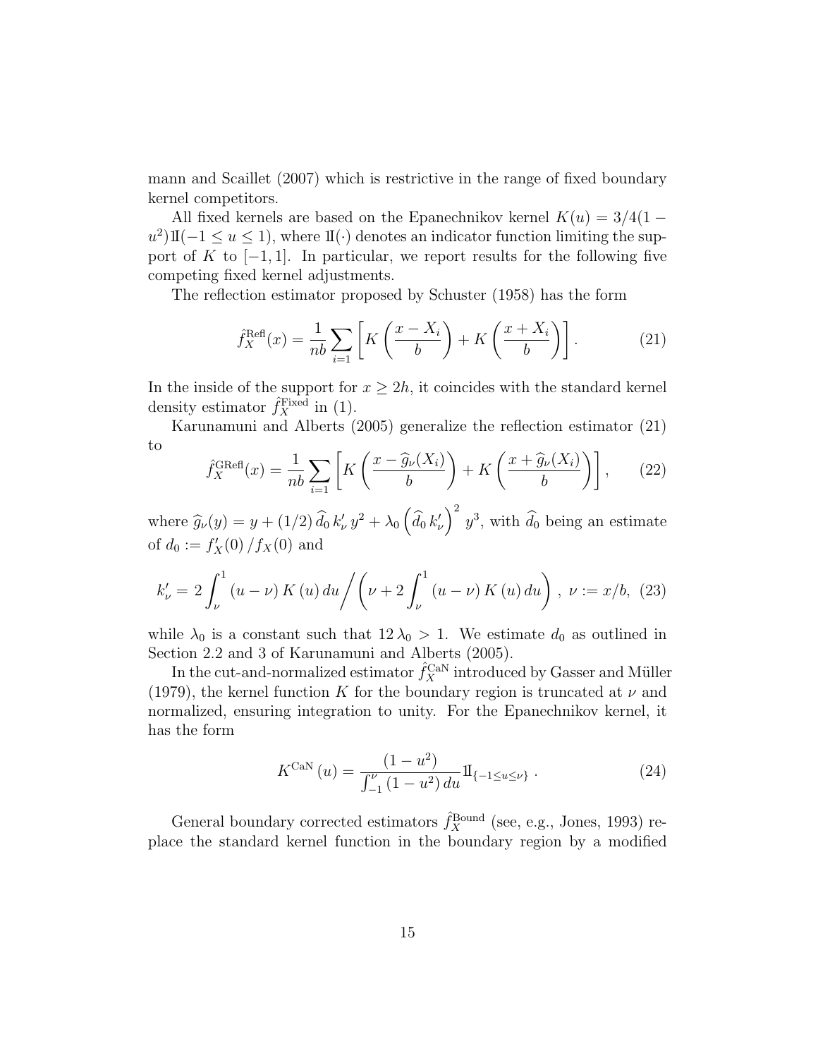mann and Scaillet (2007) which is restrictive in the range of fixed boundary kernel competitors.

All fixed kernels are based on the Epanechnikov kernel $K(u) = 3/4(1 - u^2)\mathbb{I}(-1 \leq u \leq 1)$, where $\mathbb{I}(\cdot)$ denotes an indicator function limiting the support of $K$ to $[-1, 1]$. In particular, we report results for the following five competing fixed kernel adjustments.

The reflection estimator proposed by Schuster (1958) has the form

$$\hat{f}_X^{\text{Refl}}(x) = \frac{1}{nb} \sum_{i=1} \left[ K\left( \frac{x - X_i}{b} \right) + K\left( \frac{x + X_i}{b} \right) \right]. \tag{21}$$

In the inside of the support for $x \geq 2h$, it coincides with the standard kernel density estimator $\hat{f}_X^{\text{Fixed}}$ in (1).

Karunamuni and Alberts (2005) generalize the reflection estimator (21) to

$$\hat{f}_X^{\text{GRefl}}(x) = \frac{1}{nb} \sum_{i=1} \left[ K\left( \frac{x - \widehat{g}_\nu(X_i)}{b} \right) + K\left( \frac{x + \widehat{g}_\nu(X_i)}{b} \right) \right], \tag{22}$$

where $\widehat{g}_\nu(y) = y + (1/2)\, \widehat{d}_0\, k'_\nu\, y^2 + \lambda_0 \left( \widehat{d}_0\, k'_\nu \right)^2 y^3$, with $\widehat{d}_0$ being an estimate of $d_0 := f'_X(0)\,/ f_X(0)$ and

$$k'_\nu = 2 \int_\nu^1 (u - \nu)\, K(u)\, du \bigg/ \left( \nu + 2 \int_\nu^1 (u - \nu)\, K(u)\, du \right),\ \nu := x/b, \tag{23}$$

while $\lambda_0$ is a constant such that $12\, \lambda_0 > 1$. We estimate $d_0$ as outlined in Section 2.2 and 3 of Karunamuni and Alberts (2005).

In the cut-and-normalized estimator $\hat{f}_X^{\text{CaN}}$ introduced by Gasser and Müller (1979), the kernel function $K$ for the boundary region is truncated at $\nu$ and normalized, ensuring integration to unity. For the Epanechnikov kernel, it has the form

$$K^{\text{CaN}}(u) = \frac{(1 - u^2)}{\int_{-1}^{\nu} (1 - u^2)\, du} \mathbb{I}_{\{-1 \leq u \leq \nu\}}\,. \tag{24}$$

General boundary corrected estimators $\hat{f}_X^{\text{Bound}}$ (see, e.g., Jones, 1993) replace the standard kernel function in the boundary region by a modified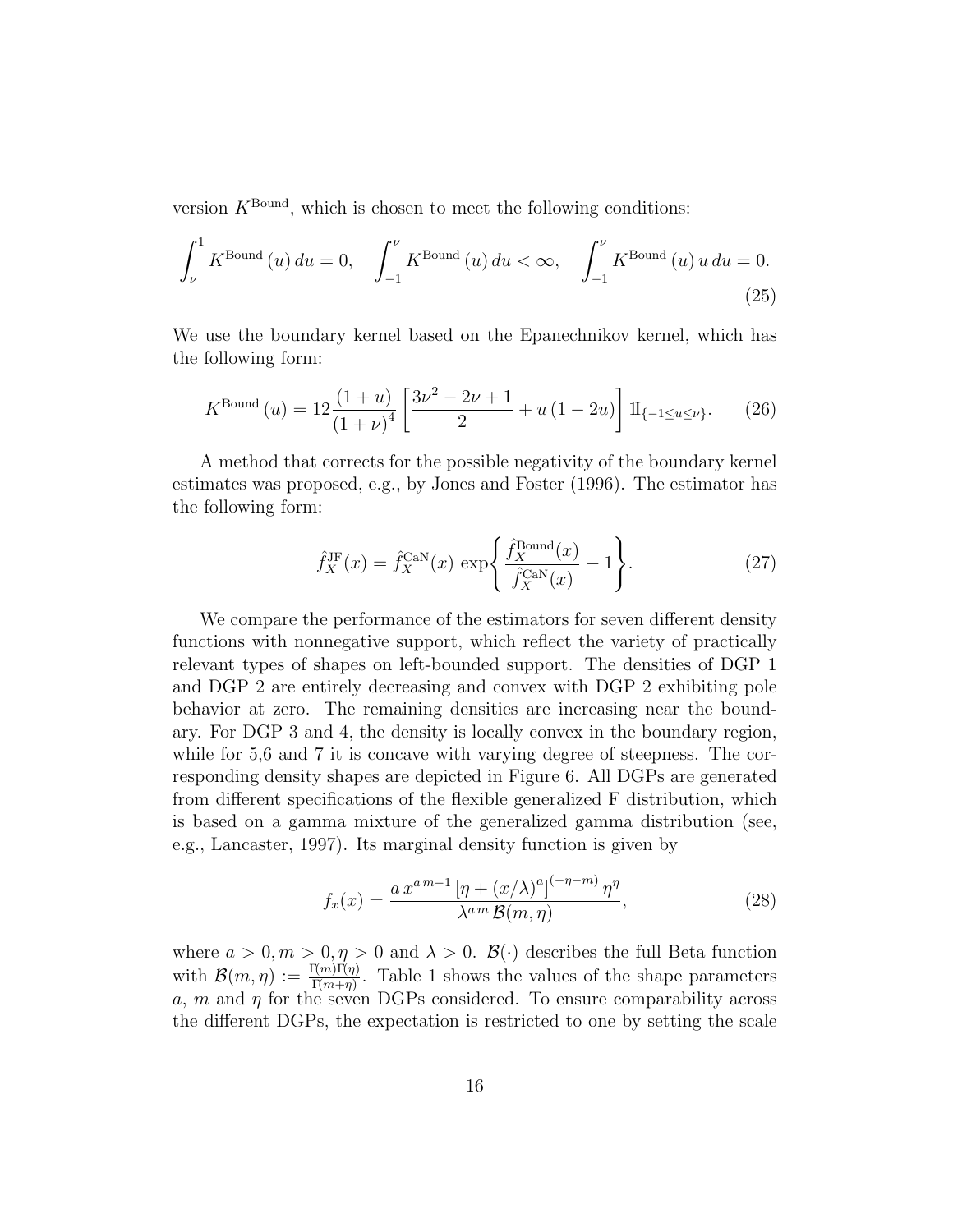version $K^{\text{Bound}}$, which is chosen to meet the following conditions:

$$\int_{\nu}^{1} K^{\text{Bound}}(u)\, du = 0, \quad \int_{-1}^{\nu} K^{\text{Bound}}(u)\, du < \infty, \quad \int_{-1}^{\nu} K^{\text{Bound}}(u)\, u\, du = 0. \tag{25}$$

We use the boundary kernel based on the Epanechnikov kernel, which has the following form:

$$K^{\text{Bound}}(u) = 12 \frac{(1+u)}{(1+\nu)^4} \left[ \frac{3\nu^2 - 2\nu + 1}{2} + u\,(1-2u) \right] \mathbb{I}_{\{-1 \leq u \leq \nu\}}. \tag{26}$$

A method that corrects for the possible negativity of the boundary kernel estimates was proposed, e.g., by Jones and Foster (1996). The estimator has the following form:

$$\hat{f}_X^{\text{JF}}(x) = \hat{f}_X^{\text{CaN}}(x)\, \exp\left\{ \frac{\hat{f}_X^{\text{Bound}}(x)}{\hat{f}_X^{\text{CaN}}(x)} - 1 \right\}. \tag{27}$$

We compare the performance of the estimators for seven different density functions with nonnegative support, which reflect the variety of practically relevant types of shapes on left-bounded support. The densities of DGP 1 and DGP 2 are entirely decreasing and convex with DGP 2 exhibiting pole behavior at zero. The remaining densities are increasing near the boundary. For DGP 3 and 4, the density is locally convex in the boundary region, while for 5,6 and 7 it is concave with varying degree of steepness. The corresponding density shapes are depicted in Figure 6. All DGPs are generated from different specifications of the flexible generalized F distribution, which is based on a gamma mixture of the generalized gamma distribution (see, e.g., Lancaster, 1997). Its marginal density function is given by

$$f_x(x) = \frac{a\, x^{a\,m-1}\, [\eta + (x/\lambda)^a]^{(-\eta-m)}\, \eta^{\eta}}{\lambda^{a\,m}\, \mathcal{B}(m,\eta)}, \tag{28}$$

where $a > 0, m > 0, \eta > 0$ and $\lambda > 0$. $\mathcal{B}(\cdot)$ describes the full Beta function with $\mathcal{B}(m,\eta) := \frac{\Gamma(m)\Gamma(\eta)}{\Gamma(m+\eta)}$. Table 1 shows the values of the shape parameters $a$, $m$ and $\eta$ for the seven DGPs considered. To ensure comparability across the different DGPs, the expectation is restricted to one by setting the scale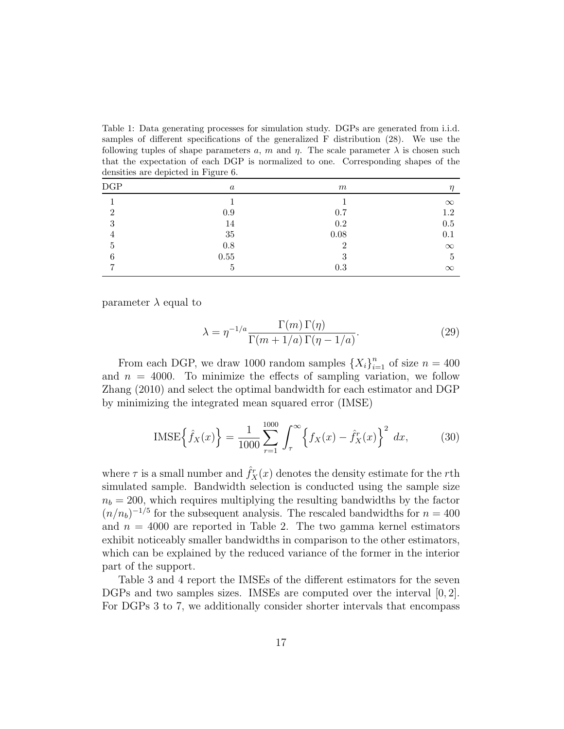Table 1: Data generating processes for simulation study. DGPs are generated from i.i.d. samples of different specifications of the generalized F distribution (28). We use the following tuples of shape parameters $a$, $m$ and $\eta$. The scale parameter $\lambda$ is chosen such that the expectation of each DGP is normalized to one. Corresponding shapes of the densities are depicted in Figure 6.

| DGP | $a$ | $m$ | $\eta$ |
|---|---|---|---|
| 1 | 1 | 1 | $\infty$ |
| 2 | 0.9 | 0.7 | 1.2 |
| 3 | 14 | 0.2 | 0.5 |
| 4 | 35 | 0.08 | 0.1 |
| 5 | 0.8 | 2 | $\infty$ |
| 6 | 0.55 | 3 | 5 |
| 7 | 5 | 0.3 | $\infty$ |

parameter $\lambda$ equal to

$$\lambda = \eta^{-1/a} \frac{\Gamma(m)\,\Gamma(\eta)}{\Gamma(m + 1/a)\,\Gamma(\eta - 1/a)}. \tag{29}$$

From each DGP, we draw 1000 random samples $\{X_i\}_{i=1}^n$ of size $n = 400$ and $n = 4000$. To minimize the effects of sampling variation, we follow Zhang (2010) and select the optimal bandwidth for each estimator and DGP by minimizing the integrated mean squared error (IMSE)

$$\text{IMSE}\Big\{\hat{f}_X(x)\Big\} = \frac{1}{1000} \sum_{r=1}^{1000} \int_{\tau}^{\infty} \Big\{ f_X(x) - \hat{f}_X^r(x) \Big\}^2 \, dx, \tag{30}$$

where $\tau$ is a small number and $\hat{f}_X^r(x)$ denotes the density estimate for the $r$th simulated sample. Bandwidth selection is conducted using the sample size $n_b = 200$, which requires multiplying the resulting bandwidths by the factor $(n/n_b)^{-1/5}$ for the subsequent analysis. The rescaled bandwidths for $n = 400$ and $n = 4000$ are reported in Table 2. The two gamma kernel estimators exhibit noticeably smaller bandwidths in comparison to the other estimators, which can be explained by the reduced variance of the former in the interior part of the support.

Table 3 and 4 report the IMSEs of the different estimators for the seven DGPs and two samples sizes. IMSEs are computed over the interval $[0, 2]$. For DGPs 3 to 7, we additionally consider shorter intervals that encompass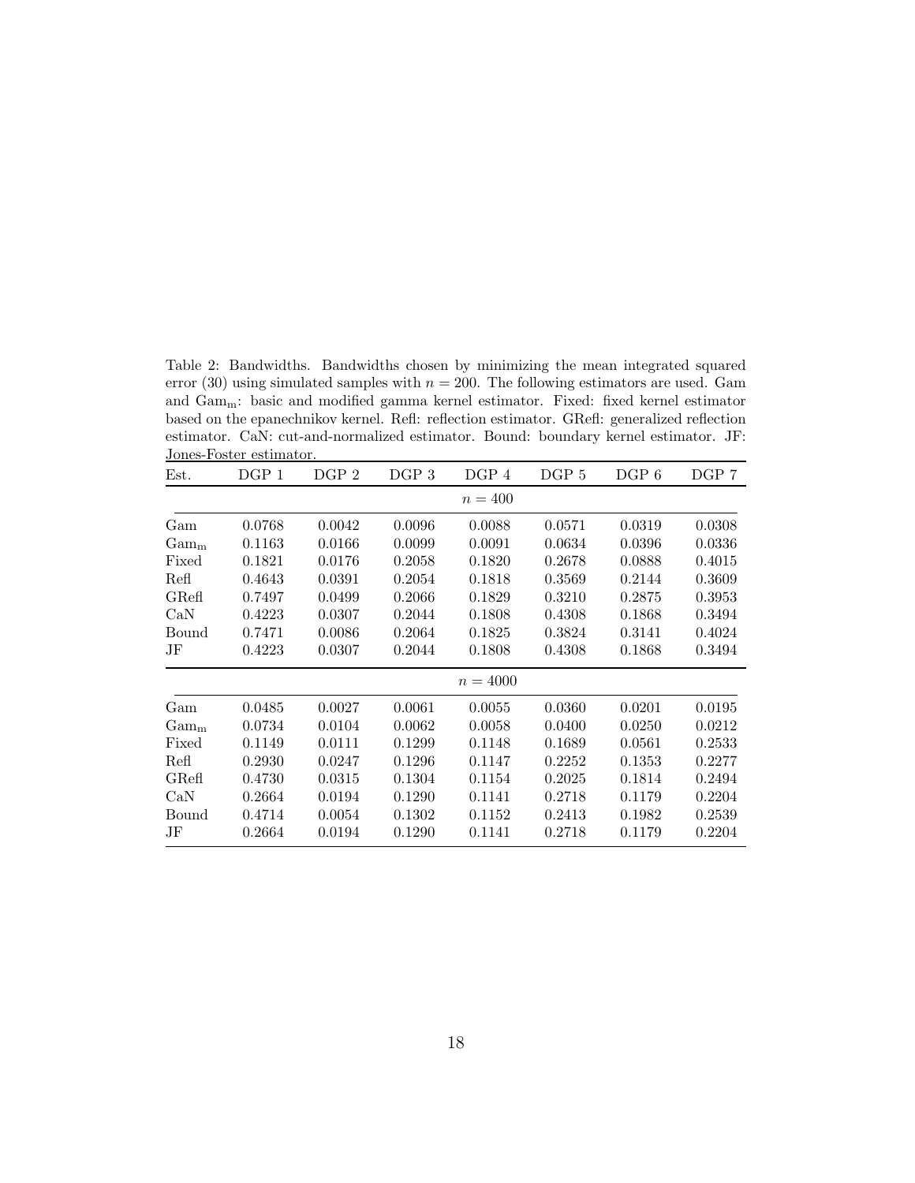Table 2: Bandwidths. Bandwidths chosen by minimizing the mean integrated squared error (30) using simulated samples with $n = 200$. The following estimators are used. Gam and $\text{Gam}_\text{m}$: basic and modified gamma kernel estimator. Fixed: fixed kernel estimator based on the epanechnikov kernel. Refl: reflection estimator. GRefl: generalized reflection estimator. CaN: cut-and-normalized estimator. Bound: boundary kernel estimator. JF: Jones-Foster estimator.

| Est. | DGP 1 | DGP 2 | DGP 3 | DGP 4 | DGP 5 | DGP 6 | DGP 7 |
|---|---|---|---|---|---|---|---|
| | | | | $n = 400$ | | | |
| Gam | 0.0768 | 0.0042 | 0.0096 | 0.0088 | 0.0571 | 0.0319 | 0.0308 |
| $\text{Gam}_\text{m}$ | 0.1163 | 0.0166 | 0.0099 | 0.0091 | 0.0634 | 0.0396 | 0.0336 |
| Fixed | 0.1821 | 0.0176 | 0.2058 | 0.1820 | 0.2678 | 0.0888 | 0.4015 |
| Refl | 0.4643 | 0.0391 | 0.2054 | 0.1818 | 0.3569 | 0.2144 | 0.3609 |
| GRefl | 0.7497 | 0.0499 | 0.2066 | 0.1829 | 0.3210 | 0.2875 | 0.3953 |
| CaN | 0.4223 | 0.0307 | 0.2044 | 0.1808 | 0.4308 | 0.1868 | 0.3494 |
| Bound | 0.7471 | 0.0086 | 0.2064 | 0.1825 | 0.3824 | 0.3141 | 0.4024 |
| JF | 0.4223 | 0.0307 | 0.2044 | 0.1808 | 0.4308 | 0.1868 | 0.3494 |
| | | | | $n = 4000$ | | | |
| Gam | 0.0485 | 0.0027 | 0.0061 | 0.0055 | 0.0360 | 0.0201 | 0.0195 |
| $\text{Gam}_\text{m}$ | 0.0734 | 0.0104 | 0.0062 | 0.0058 | 0.0400 | 0.0250 | 0.0212 |
| Fixed | 0.1149 | 0.0111 | 0.1299 | 0.1148 | 0.1689 | 0.0561 | 0.2533 |
| Refl | 0.2930 | 0.0247 | 0.1296 | 0.1147 | 0.2252 | 0.1353 | 0.2277 |
| GRefl | 0.4730 | 0.0315 | 0.1304 | 0.1154 | 0.2025 | 0.1814 | 0.2494 |
| CaN | 0.2664 | 0.0194 | 0.1290 | 0.1141 | 0.2718 | 0.1179 | 0.2204 |
| Bound | 0.4714 | 0.0054 | 0.1302 | 0.1152 | 0.2413 | 0.1982 | 0.2539 |
| JF | 0.2664 | 0.0194 | 0.1290 | 0.1141 | 0.2718 | 0.1179 | 0.2204 |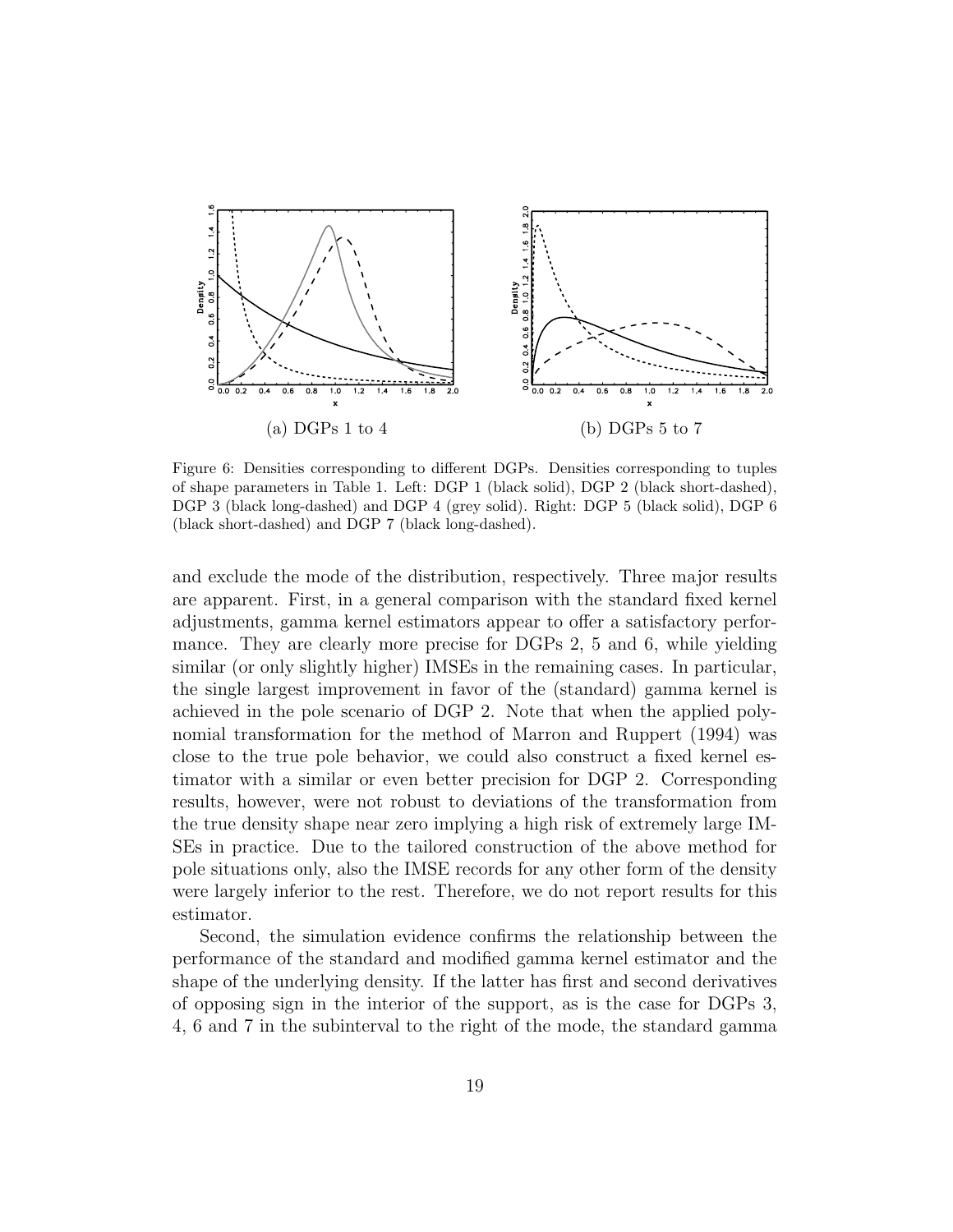(a) DGPs 1 to 4

(b) DGPs 5 to 7

Figure 6: Densities corresponding to different DGPs. Densities corresponding to tuples of shape parameters in Table 1. Left: DGP 1 (black solid), DGP 2 (black short-dashed), DGP 3 (black long-dashed) and DGP 4 (grey solid). Right: DGP 5 (black solid), DGP 6 (black short-dashed) and DGP 7 (black long-dashed).

and exclude the mode of the distribution, respectively. Three major results are apparent. First, in a general comparison with the standard fixed kernel adjustments, gamma kernel estimators appear to offer a satisfactory performance. They are clearly more precise for DGPs 2, 5 and 6, while yielding similar (or only slightly higher) IMSEs in the remaining cases. In particular, the single largest improvement in favor of the (standard) gamma kernel is achieved in the pole scenario of DGP 2. Note that when the applied polynomial transformation for the method of Marron and Ruppert (1994) was close to the true pole behavior, we could also construct a fixed kernel estimator with a similar or even better precision for DGP 2. Corresponding results, however, were not robust to deviations of the transformation from the true density shape near zero implying a high risk of extremely large IMSEs in practice. Due to the tailored construction of the above method for pole situations only, also the IMSE records for any other form of the density were largely inferior to the rest. Therefore, we do not report results for this estimator.

Second, the simulation evidence confirms the relationship between the performance of the standard and modified gamma kernel estimator and the shape of the underlying density. If the latter has first and second derivatives of opposing sign in the interior of the support, as is the case for DGPs 3, 4, 6 and 7 in the subinterval to the right of the mode, the standard gamma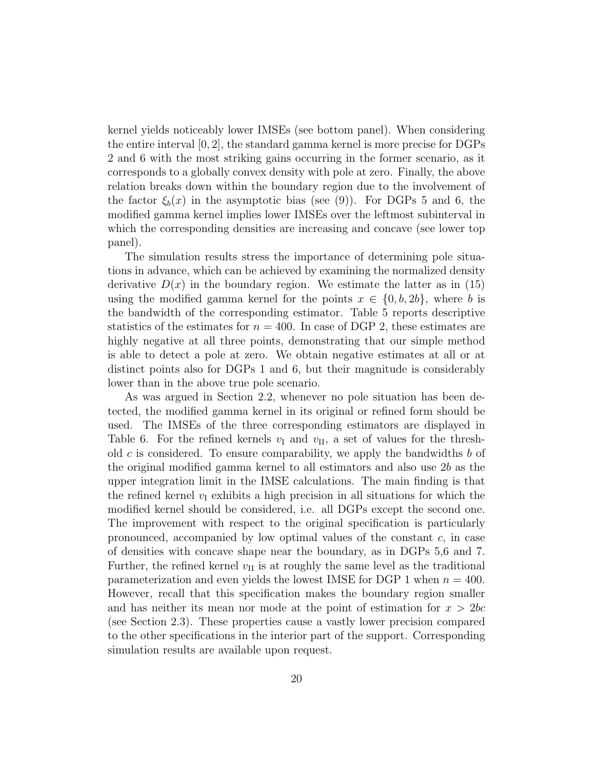kernel yields noticeably lower IMSEs (see bottom panel). When considering the entire interval $[0, 2]$, the standard gamma kernel is more precise for DGPs 2 and 6 with the most striking gains occurring in the former scenario, as it corresponds to a globally convex density with pole at zero. Finally, the above relation breaks down within the boundary region due to the involvement of the factor $\xi_b(x)$ in the asymptotic bias (see (9)). For DGPs 5 and 6, the modified gamma kernel implies lower IMSEs over the leftmost subinterval in which the corresponding densities are increasing and concave (see lower top panel).

The simulation results stress the importance of determining pole situations in advance, which can be achieved by examining the normalized density derivative $D(x)$ in the boundary region. We estimate the latter as in (15) using the modified gamma kernel for the points $x \in \{0, b, 2b\}$, where $b$ is the bandwidth of the corresponding estimator. Table 5 reports descriptive statistics of the estimates for $n = 400$. In case of DGP 2, these estimates are highly negative at all three points, demonstrating that our simple method is able to detect a pole at zero. We obtain negative estimates at all or at distinct points also for DGPs 1 and 6, but their magnitude is considerably lower than in the above true pole scenario.

As was argued in Section 2.2, whenever no pole situation has been detected, the modified gamma kernel in its original or refined form should be used. The IMSEs of the three corresponding estimators are displayed in Table 6. For the refined kernels $v_{\mathrm{I}}$ and $v_{\mathrm{II}}$, a set of values for the threshold $c$ is considered. To ensure comparability, we apply the bandwidths $b$ of the original modified gamma kernel to all estimators and also use $2b$ as the upper integration limit in the IMSE calculations. The main finding is that the refined kernel $v_{\mathrm{I}}$ exhibits a high precision in all situations for which the modified kernel should be considered, i.e. all DGPs except the second one. The improvement with respect to the original specification is particularly pronounced, accompanied by low optimal values of the constant $c$, in case of densities with concave shape near the boundary, as in DGPs 5,6 and 7. Further, the refined kernel $v_{\mathrm{II}}$ is at roughly the same level as the traditional parameterization and even yields the lowest IMSE for DGP 1 when $n = 400$. However, recall that this specification makes the boundary region smaller and has neither its mean nor mode at the point of estimation for $x > 2bc$ (see Section 2.3). These properties cause a vastly lower precision compared to the other specifications in the interior part of the support. Corresponding simulation results are available upon request.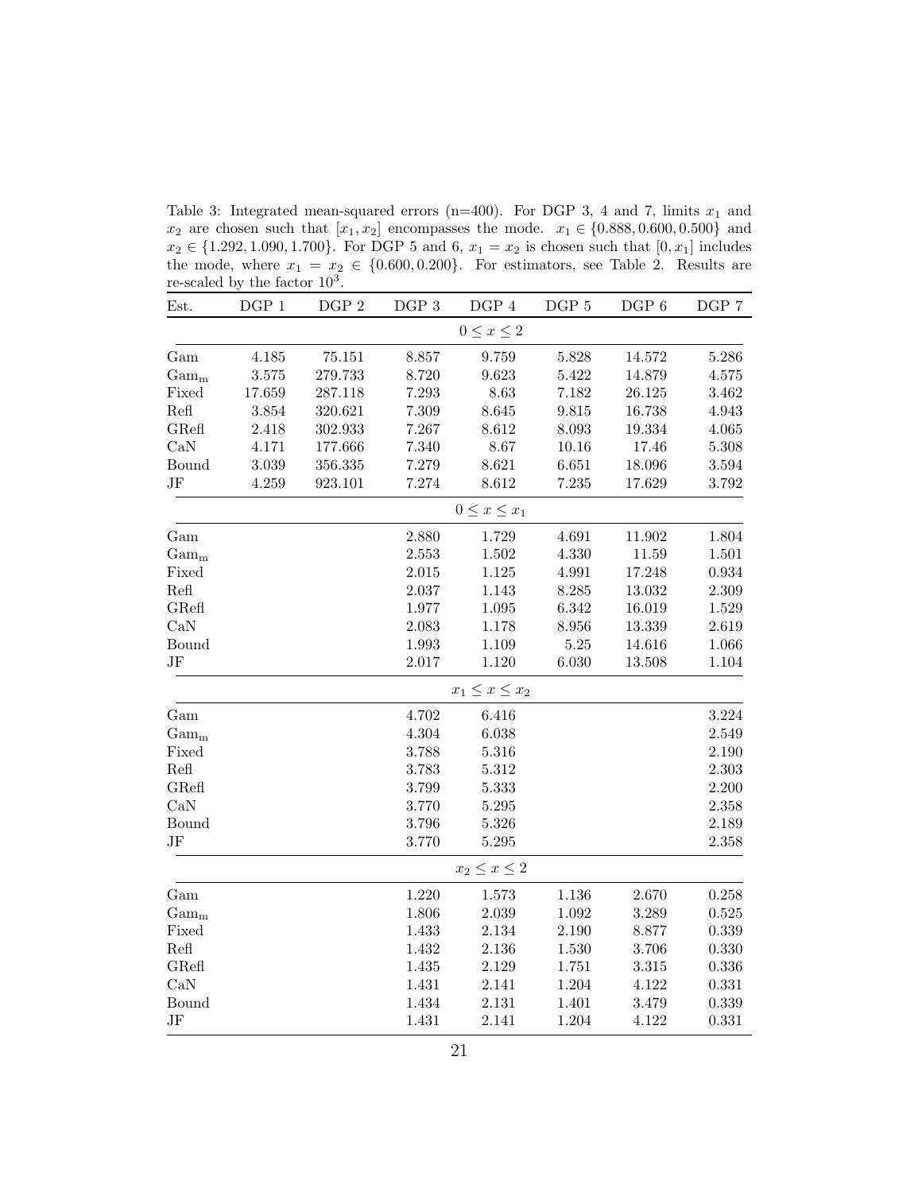Table 3: Integrated mean-squared errors (n=400). For DGP 3, 4 and 7, limits $x_1$ and $x_2$ are chosen such that $[x_1, x_2]$ encompasses the mode. $x_1 \in \{0.888, 0.600, 0.500\}$ and $x_2 \in \{1.292, 1.090, 1.700\}$. For DGP 5 and 6, $x_1 = x_2$ is chosen such that $[0, x_1]$ includes the mode, where $x_1 = x_2 \in \{0.600, 0.200\}$. For estimators, see Table 2. Results are re-scaled by the factor $10^3$.

| Est. | DGP 1 | DGP 2 | DGP 3 | DGP 4 | DGP 5 | DGP 6 | DGP 7 |
|---|---|---|---|---|---|---|---|
| | | | | $0 \leq x \leq 2$ | | | |
| Gam | 4.185 | 75.151 | 8.857 | 9.759 | 5.828 | 14.572 | 5.286 |
| $\text{Gam}_\text{m}$ | 3.575 | 279.733 | 8.720 | 9.623 | 5.422 | 14.879 | 4.575 |
| Fixed | 17.659 | 287.118 | 7.293 | 8.63 | 7.182 | 26.125 | 3.462 |
| Refl | 3.854 | 320.621 | 7.309 | 8.645 | 9.815 | 16.738 | 4.943 |
| GRefl | 2.418 | 302.933 | 7.267 | 8.612 | 8.093 | 19.334 | 4.065 |
| CaN | 4.171 | 177.666 | 7.340 | 8.67 | 10.16 | 17.46 | 5.308 |
| Bound | 3.039 | 356.335 | 7.279 | 8.621 | 6.651 | 18.096 | 3.594 |
| JF | 4.259 | 923.101 | 7.274 | 8.612 | 7.235 | 17.629 | 3.792 |
| | | | | $0 \leq x \leq x_1$ | | | |
| Gam | | | 2.880 | 1.729 | 4.691 | 11.902 | 1.804 |
| $\text{Gam}_\text{m}$ | | | 2.553 | 1.502 | 4.330 | 11.59 | 1.501 |
| Fixed | | | 2.015 | 1.125 | 4.991 | 17.248 | 0.934 |
| Refl | | | 2.037 | 1.143 | 8.285 | 13.032 | 2.309 |
| GRefl | | | 1.977 | 1.095 | 6.342 | 16.019 | 1.529 |
| CaN | | | 2.083 | 1.178 | 8.956 | 13.339 | 2.619 |
| Bound | | | 1.993 | 1.109 | 5.25 | 14.616 | 1.066 |
| JF | | | 2.017 | 1.120 | 6.030 | 13.508 | 1.104 |
| | | | | $x_1 \leq x \leq x_2$ | | | |
| Gam | | | 4.702 | 6.416 | | | 3.224 |
| $\text{Gam}_\text{m}$ | | | 4.304 | 6.038 | | | 2.549 |
| Fixed | | | 3.788 | 5.316 | | | 2.190 |
| Refl | | | 3.783 | 5.312 | | | 2.303 |
| GRefl | | | 3.799 | 5.333 | | | 2.200 |
| CaN | | | 3.770 | 5.295 | | | 2.358 |
| Bound | | | 3.796 | 5.326 | | | 2.189 |
| JF | | | 3.770 | 5.295 | | | 2.358 |
| | | | | $x_2 \leq x \leq 2$ | | | |
| Gam | | | 1.220 | 1.573 | 1.136 | 2.670 | 0.258 |
| $\text{Gam}_\text{m}$ | | | 1.806 | 2.039 | 1.092 | 3.289 | 0.525 |
| Fixed | | | 1.433 | 2.134 | 2.190 | 8.877 | 0.339 |
| Refl | | | 1.432 | 2.136 | 1.530 | 3.706 | 0.330 |
| GRefl | | | 1.435 | 2.129 | 1.751 | 3.315 | 0.336 |
| CaN | | | 1.431 | 2.141 | 1.204 | 4.122 | 0.331 |
| Bound | | | 1.434 | 2.131 | 1.401 | 3.479 | 0.339 |
| JF | | | 1.431 | 2.141 | 1.204 | 4.122 | 0.331 |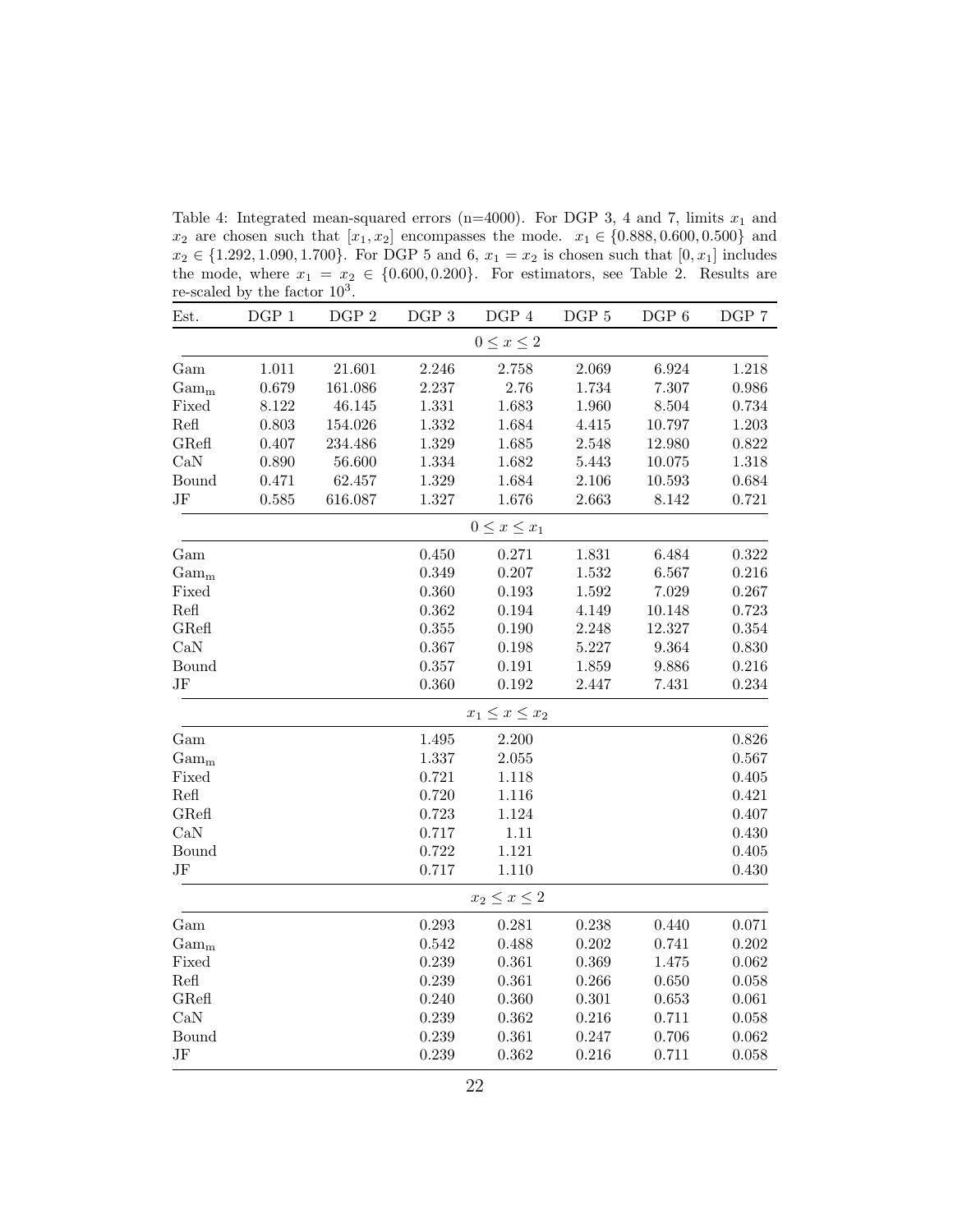Table 4: Integrated mean-squared errors (n=4000). For DGP 3, 4 and 7, limits $x_1$ and $x_2$ are chosen such that $[x_1, x_2]$ encompasses the mode. $x_1 \in \{0.888, 0.600, 0.500\}$ and $x_2 \in \{1.292, 1.090, 1.700\}$. For DGP 5 and 6, $x_1 = x_2$ is chosen such that $[0, x_1]$ includes the mode, where $x_1 = x_2 \in \{0.600, 0.200\}$. For estimators, see Table 2. Results are re-scaled by the factor $10^3$.

| Est. | DGP 1 | DGP 2 | DGP 3 | DGP 4 | DGP 5 | DGP 6 | DGP 7 |
|---|---|---|---|---|---|---|---|
| | | | | $0 \leq x \leq 2$ | | | |
| Gam | 1.011 | 21.601 | 2.246 | 2.758 | 2.069 | 6.924 | 1.218 |
| $\text{Gam}_\text{m}$ | 0.679 | 161.086 | 2.237 | 2.76 | 1.734 | 7.307 | 0.986 |
| Fixed | 8.122 | 46.145 | 1.331 | 1.683 | 1.960 | 8.504 | 0.734 |
| Refl | 0.803 | 154.026 | 1.332 | 1.684 | 4.415 | 10.797 | 1.203 |
| GRefl | 0.407 | 234.486 | 1.329 | 1.685 | 2.548 | 12.980 | 0.822 |
| CaN | 0.890 | 56.600 | 1.334 | 1.682 | 5.443 | 10.075 | 1.318 |
| Bound | 0.471 | 62.457 | 1.329 | 1.684 | 2.106 | 10.593 | 0.684 |
| JF | 0.585 | 616.087 | 1.327 | 1.676 | 2.663 | 8.142 | 0.721 |
| | | | | $0 \leq x \leq x_1$ | | | |
| Gam | | | 0.450 | 0.271 | 1.831 | 6.484 | 0.322 |
| $\text{Gam}_\text{m}$ | | | 0.349 | 0.207 | 1.532 | 6.567 | 0.216 |
| Fixed | | | 0.360 | 0.193 | 1.592 | 7.029 | 0.267 |
| Refl | | | 0.362 | 0.194 | 4.149 | 10.148 | 0.723 |
| GRefl | | | 0.355 | 0.190 | 2.248 | 12.327 | 0.354 |
| CaN | | | 0.367 | 0.198 | 5.227 | 9.364 | 0.830 |
| Bound | | | 0.357 | 0.191 | 1.859 | 9.886 | 0.216 |
| JF | | | 0.360 | 0.192 | 2.447 | 7.431 | 0.234 |
| | | | | $x_1 \leq x \leq x_2$ | | | |
| Gam | | | 1.495 | 2.200 | | | 0.826 |
| $\text{Gam}_\text{m}$ | | | 1.337 | 2.055 | | | 0.567 |
| Fixed | | | 0.721 | 1.118 | | | 0.405 |
| Refl | | | 0.720 | 1.116 | | | 0.421 |
| GRefl | | | 0.723 | 1.124 | | | 0.407 |
| CaN | | | 0.717 | 1.11 | | | 0.430 |
| Bound | | | 0.722 | 1.121 | | | 0.405 |
| JF | | | 0.717 | 1.110 | | | 0.430 |
| | | | | $x_2 \leq x \leq 2$ | | | |
| Gam | | | 0.293 | 0.281 | 0.238 | 0.440 | 0.071 |
| $\text{Gam}_\text{m}$ | | | 0.542 | 0.488 | 0.202 | 0.741 | 0.202 |
| Fixed | | | 0.239 | 0.361 | 0.369 | 1.475 | 0.062 |
| Refl | | | 0.239 | 0.361 | 0.266 | 0.650 | 0.058 |
| GRefl | | | 0.240 | 0.360 | 0.301 | 0.653 | 0.061 |
| CaN | | | 0.239 | 0.362 | 0.216 | 0.711 | 0.058 |
| Bound | | | 0.239 | 0.361 | 0.247 | 0.706 | 0.062 |
| JF | | | 0.239 | 0.362 | 0.216 | 0.711 | 0.058 |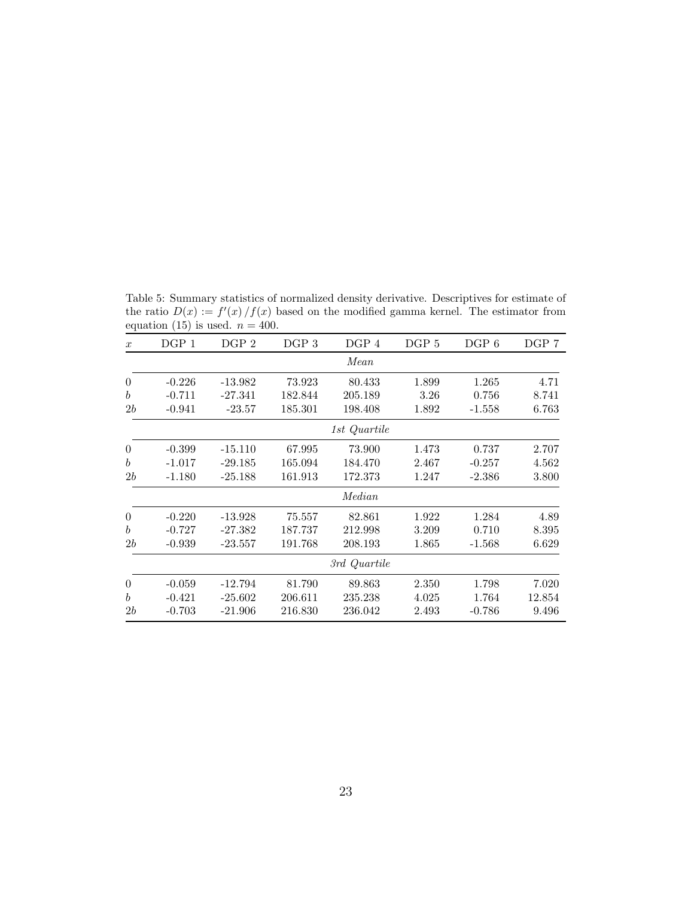Table 5: Summary statistics of normalized density derivative. Descriptives for estimate of the ratio $D(x) := f'(x)/f(x)$ based on the modified gamma kernel. The estimator from equation (15) is used. $n = 400$.

| $x$ | DGP 1 | DGP 2 | DGP 3 | DGP 4 | DGP 5 | DGP 6 | DGP 7 |
|---|---|---|---|---|---|---|---|
| | | | | *Mean* | | | |
| 0 | -0.226 | -13.982 | 73.923 | 80.433 | 1.899 | 1.265 | 4.71 |
| $b$ | -0.711 | -27.341 | 182.844 | 205.189 | 3.26 | 0.756 | 8.741 |
| $2b$ | -0.941 | -23.57 | 185.301 | 198.408 | 1.892 | -1.558 | 6.763 |
| | | | | *1st Quartile* | | | |
| 0 | -0.399 | -15.110 | 67.995 | 73.900 | 1.473 | 0.737 | 2.707 |
| $b$ | -1.017 | -29.185 | 165.094 | 184.470 | 2.467 | -0.257 | 4.562 |
| $2b$ | -1.180 | -25.188 | 161.913 | 172.373 | 1.247 | -2.386 | 3.800 |
| | | | | *Median* | | | |
| 0 | -0.220 | -13.928 | 75.557 | 82.861 | 1.922 | 1.284 | 4.89 |
| $b$ | -0.727 | -27.382 | 187.737 | 212.998 | 3.209 | 0.710 | 8.395 |
| $2b$ | -0.939 | -23.557 | 191.768 | 208.193 | 1.865 | -1.568 | 6.629 |
| | | | | *3rd Quartile* | | | |
| 0 | -0.059 | -12.794 | 81.790 | 89.863 | 2.350 | 1.798 | 7.020 |
| $b$ | -0.421 | -25.602 | 206.611 | 235.238 | 4.025 | 1.764 | 12.854 |
| $2b$ | -0.703 | -21.906 | 216.830 | 236.042 | 2.493 | -0.786 | 9.496 |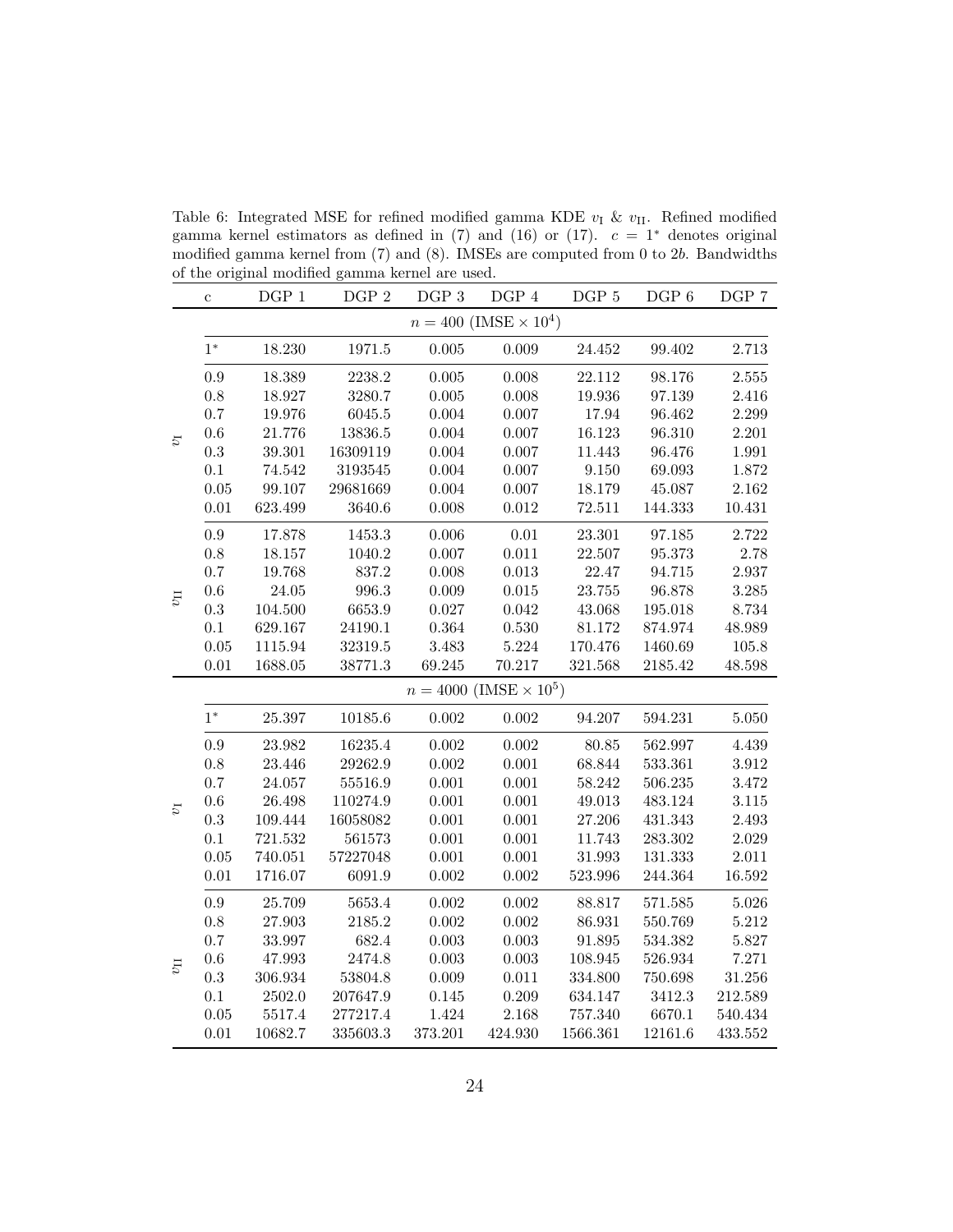Table 6: Integrated MSE for refined modified gamma KDE $v_{\mathrm{I}}$ & $v_{\mathrm{II}}$. Refined modified gamma kernel estimators as defined in (7) and (16) or (17). $c = 1^*$ denotes original modified gamma kernel from (7) and (8). IMSEs are computed from 0 to $2b$. Bandwidths of the original modified gamma kernel are used.

| | c | DGP 1 | DGP 2 | DGP 3 | DGP 4 | DGP 5 | DGP 6 | DGP 7 |
|---|---|---|---|---|---|---|---|---|
| | | | | $n = 400$ (IMSE $\times 10^4$) | | | | |
| | $1^*$ | 18.230 | 1971.5 | 0.005 | 0.009 | 24.452 | 99.402 | 2.713 |
| $v_{\mathrm{I}}$ | 0.9 | 18.389 | 2238.2 | 0.005 | 0.008 | 22.112 | 98.176 | 2.555 |
| | 0.8 | 18.927 | 3280.7 | 0.005 | 0.008 | 19.936 | 97.139 | 2.416 |
| | 0.7 | 19.976 | 6045.5 | 0.004 | 0.007 | 17.94 | 96.462 | 2.299 |
| | 0.6 | 21.776 | 13836.5 | 0.004 | 0.007 | 16.123 | 96.310 | 2.201 |
| | 0.3 | 39.301 | 16309119 | 0.004 | 0.007 | 11.443 | 96.476 | 1.991 |
| | 0.1 | 74.542 | 3193545 | 0.004 | 0.007 | 9.150 | 69.093 | 1.872 |
| | 0.05 | 99.107 | 29681669 | 0.004 | 0.007 | 18.179 | 45.087 | 2.162 |
| | 0.01 | 623.499 | 3640.6 | 0.008 | 0.012 | 72.511 | 144.333 | 10.431 |
| $v_{\mathrm{II}}$ | 0.9 | 17.878 | 1453.3 | 0.006 | 0.01 | 23.301 | 97.185 | 2.722 |
| | 0.8 | 18.157 | 1040.2 | 0.007 | 0.011 | 22.507 | 95.373 | 2.78 |
| | 0.7 | 19.768 | 837.2 | 0.008 | 0.013 | 22.47 | 94.715 | 2.937 |
| | 0.6 | 24.05 | 996.3 | 0.009 | 0.015 | 23.755 | 96.878 | 3.285 |
| | 0.3 | 104.500 | 6653.9 | 0.027 | 0.042 | 43.068 | 195.018 | 8.734 |
| | 0.1 | 629.167 | 24190.1 | 0.364 | 0.530 | 81.172 | 874.974 | 48.989 |
| | 0.05 | 1115.94 | 32319.5 | 3.483 | 5.224 | 170.476 | 1460.69 | 105.8 |
| | 0.01 | 1688.05 | 38771.3 | 69.245 | 70.217 | 321.568 | 2185.42 | 48.598 |
| | | | | $n = 4000$ (IMSE $\times 10^5$) | | | | |
| | $1^*$ | 25.397 | 10185.6 | 0.002 | 0.002 | 94.207 | 594.231 | 5.050 |
| $v_{\mathrm{I}}$ | 0.9 | 23.982 | 16235.4 | 0.002 | 0.002 | 80.85 | 562.997 | 4.439 |
| | 0.8 | 23.446 | 29262.9 | 0.002 | 0.001 | 68.844 | 533.361 | 3.912 |
| | 0.7 | 24.057 | 55516.9 | 0.001 | 0.001 | 58.242 | 506.235 | 3.472 |
| | 0.6 | 26.498 | 110274.9 | 0.001 | 0.001 | 49.013 | 483.124 | 3.115 |
| | 0.3 | 109.444 | 16058082 | 0.001 | 0.001 | 27.206 | 431.343 | 2.493 |
| | 0.1 | 721.532 | 561573 | 0.001 | 0.001 | 11.743 | 283.302 | 2.029 |
| | 0.05 | 740.051 | 57227048 | 0.001 | 0.001 | 31.993 | 131.333 | 2.011 |
| | 0.01 | 1716.07 | 6091.9 | 0.002 | 0.002 | 523.996 | 244.364 | 16.592 |
| $v_{\mathrm{II}}$ | 0.9 | 25.709 | 5653.4 | 0.002 | 0.002 | 88.817 | 571.585 | 5.026 |
| | 0.8 | 27.903 | 2185.2 | 0.002 | 0.002 | 86.931 | 550.769 | 5.212 |
| | 0.7 | 33.997 | 682.4 | 0.003 | 0.003 | 91.895 | 534.382 | 5.827 |
| | 0.6 | 47.993 | 2474.8 | 0.003 | 0.003 | 108.945 | 526.934 | 7.271 |
| | 0.3 | 306.934 | 53804.8 | 0.009 | 0.011 | 334.800 | 750.698 | 31.256 |
| | 0.1 | 2502.0 | 207647.9 | 0.145 | 0.209 | 634.147 | 3412.3 | 212.589 |
| | 0.05 | 5517.4 | 277217.4 | 1.424 | 2.168 | 757.340 | 6670.1 | 540.434 |
| | 0.01 | 10682.7 | 335603.3 | 373.201 | 424.930 | 1566.361 | 12161.6 | 433.552 |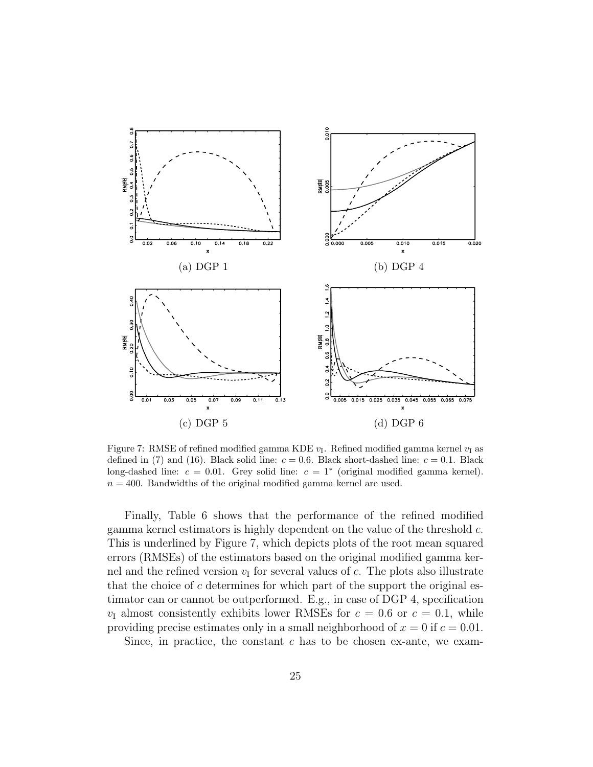(a) DGP 1

(b) DGP 4

(c) DGP 5

(d) DGP 6

Figure 7: RMSE of refined modified gamma KDE $v_{\mathrm{I}}$. Refined modified gamma kernel $v_{\mathrm{I}}$ as defined in (7) and (16). Black solid line: $c = 0.6$. Black short-dashed line: $c = 0.1$. Black long-dashed line: $c = 0.01$. Grey solid line: $c = 1^*$ (original modified gamma kernel). $n = 400$. Bandwidths of the original modified gamma kernel are used.

Finally, Table 6 shows that the performance of the refined modified gamma kernel estimators is highly dependent on the value of the threshold $c$. This is underlined by Figure 7, which depicts plots of the root mean squared errors (RMSEs) of the estimators based on the original modified gamma kernel and the refined version $v_{\mathrm{I}}$ for several values of $c$. The plots also illustrate that the choice of $c$ determines for which part of the support the original estimator can or cannot be outperformed. E.g., in case of DGP 4, specification $v_{\mathrm{I}}$ almost consistently exhibits lower RMSEs for $c = 0.6$ or $c = 0.1$, while providing precise estimates only in a small neighborhood of $x = 0$ if $c = 0.01$.

Since, in practice, the constant $c$ has to be chosen ex-ante, we exam-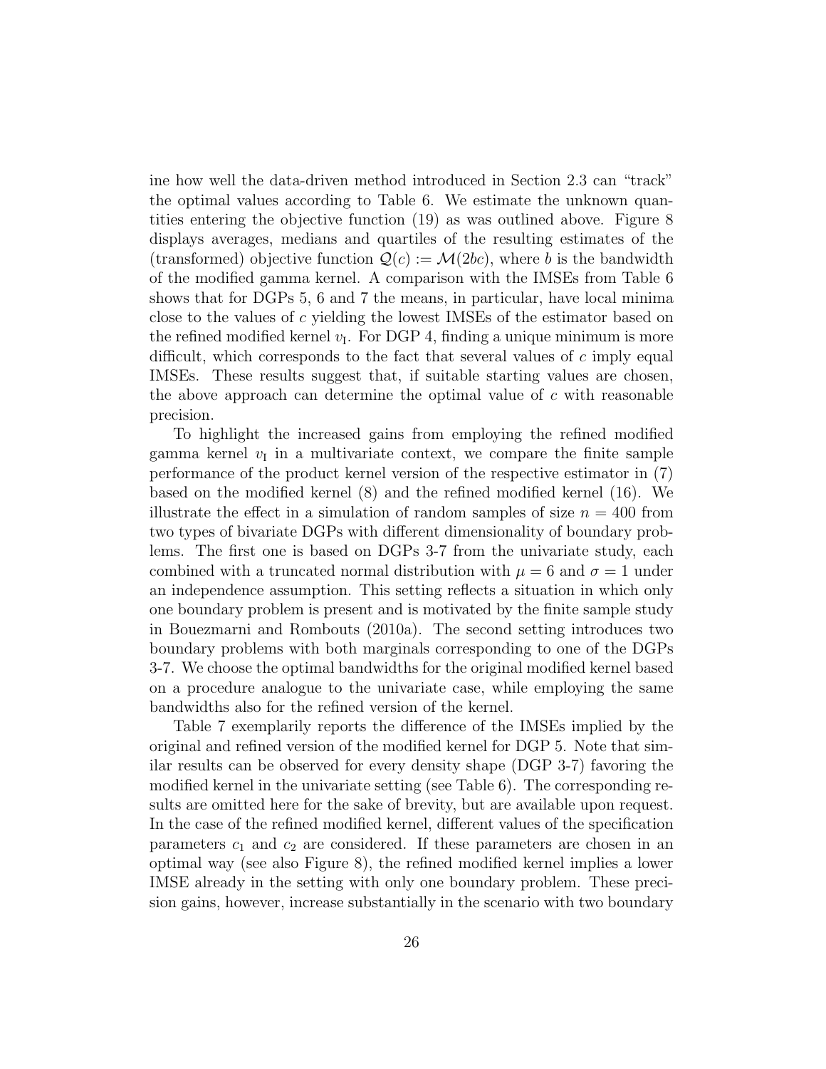ine how well the data-driven method introduced in Section 2.3 can "track" the optimal values according to Table 6. We estimate the unknown quantities entering the objective function (19) as was outlined above. Figure 8 displays averages, medians and quartiles of the resulting estimates of the (transformed) objective function $\mathcal{Q}(c) := \mathcal{M}(2bc)$, where $b$ is the bandwidth of the modified gamma kernel. A comparison with the IMSEs from Table 6 shows that for DGPs 5, 6 and 7 the means, in particular, have local minima close to the values of $c$ yielding the lowest IMSEs of the estimator based on the refined modified kernel $v_{\mathrm{I}}$. For DGP 4, finding a unique minimum is more difficult, which corresponds to the fact that several values of $c$ imply equal IMSEs. These results suggest that, if suitable starting values are chosen, the above approach can determine the optimal value of $c$ with reasonable precision.

To highlight the increased gains from employing the refined modified gamma kernel $v_{\mathrm{I}}$ in a multivariate context, we compare the finite sample performance of the product kernel version of the respective estimator in (7) based on the modified kernel (8) and the refined modified kernel (16). We illustrate the effect in a simulation of random samples of size $n = 400$ from two types of bivariate DGPs with different dimensionality of boundary problems. The first one is based on DGPs 3-7 from the univariate study, each combined with a truncated normal distribution with $\mu = 6$ and $\sigma = 1$ under an independence assumption. This setting reflects a situation in which only one boundary problem is present and is motivated by the finite sample study in Bouezmarni and Rombouts (2010a). The second setting introduces two boundary problems with both marginals corresponding to one of the DGPs 3-7. We choose the optimal bandwidths for the original modified kernel based on a procedure analogue to the univariate case, while employing the same bandwidths also for the refined version of the kernel.

Table 7 exemplarily reports the difference of the IMSEs implied by the original and refined version of the modified kernel for DGP 5. Note that similar results can be observed for every density shape (DGP 3-7) favoring the modified kernel in the univariate setting (see Table 6). The corresponding results are omitted here for the sake of brevity, but are available upon request. In the case of the refined modified kernel, different values of the specification parameters $c_1$ and $c_2$ are considered. If these parameters are chosen in an optimal way (see also Figure 8), the refined modified kernel implies a lower IMSE already in the setting with only one boundary problem. These precision gains, however, increase substantially in the scenario with two boundary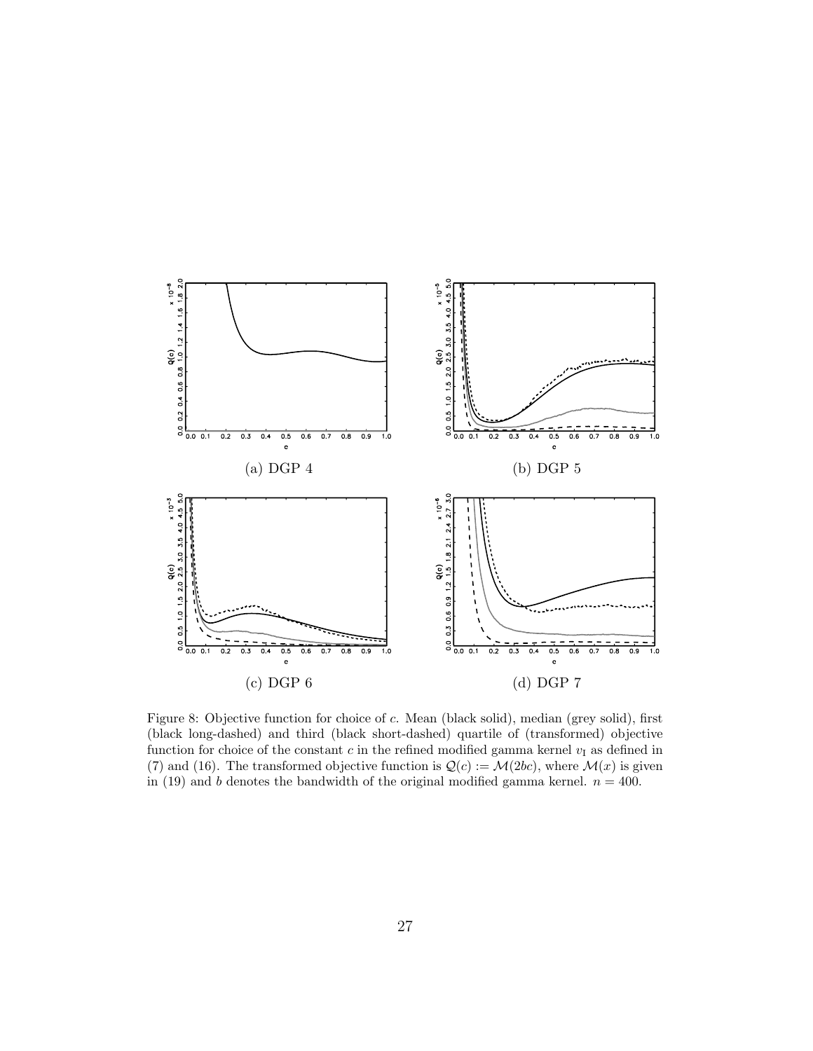(a) DGP 4

(b) DGP 5

(c) DGP 6

(d) DGP 7

Figure 8: Objective function for choice of $c$. Mean (black solid), median (grey solid), first (black long-dashed) and third (black short-dashed) quartile of (transformed) objective function for choice of the constant $c$ in the refined modified gamma kernel $v_{\mathrm{I}}$ as defined in (7) and (16). The transformed objective function is $\mathcal{Q}(c) := \mathcal{M}(2bc)$, where $\mathcal{M}(x)$ is given in (19) and $b$ denotes the bandwidth of the original modified gamma kernel. $n = 400$.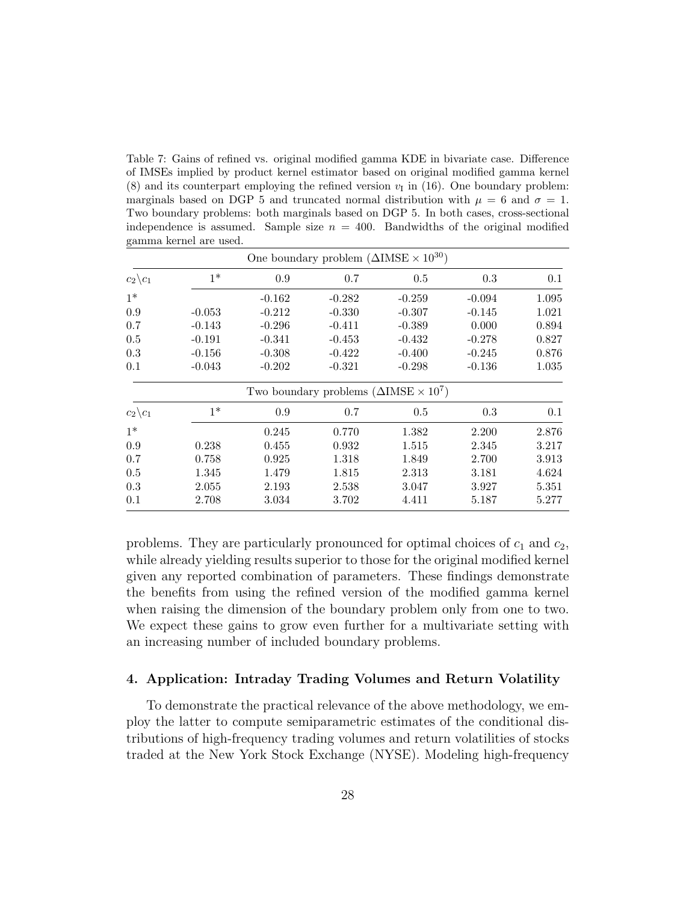Table 7: Gains of refined vs. original modified gamma KDE in bivariate case. Difference of IMSEs implied by product kernel estimator based on original modified gamma kernel (8) and its counterpart employing the refined version $v_{\mathrm{I}}$ in (16). One boundary problem: marginals based on DGP 5 and truncated normal distribution with $\mu = 6$ and $\sigma = 1$. Two boundary problems: both marginals based on DGP 5. In both cases, cross-sectional independence is assumed. Sample size $n = 400$. Bandwidths of the original modified gamma kernel are used.

| One boundary problem ($\Delta\text{IMSE} \times 10^{30}$) | | | | | | |
|---|---|---|---|---|---|---|
| $c_2 \backslash c_1$ | 1* | 0.9 | 0.7 | 0.5 | 0.3 | 0.1 |
| 1* | | -0.162 | -0.282 | -0.259 | -0.094 | 1.095 |
| 0.9 | -0.053 | -0.212 | -0.330 | -0.307 | -0.145 | 1.021 |
| 0.7 | -0.143 | -0.296 | -0.411 | -0.389 | 0.000 | 0.894 |
| 0.5 | -0.191 | -0.341 | -0.453 | -0.432 | -0.278 | 0.827 |
| 0.3 | -0.156 | -0.308 | -0.422 | -0.400 | -0.245 | 0.876 |
| 0.1 | -0.043 | -0.202 | -0.321 | -0.298 | -0.136 | 1.035 |

| Two boundary problems ($\Delta\text{IMSE} \times 10^{7}$) | | | | | | |
|---|---|---|---|---|---|---|
| $c_2 \backslash c_1$ | 1* | 0.9 | 0.7 | 0.5 | 0.3 | 0.1 |
| 1* | | 0.245 | 0.770 | 1.382 | 2.200 | 2.876 |
| 0.9 | 0.238 | 0.455 | 0.932 | 1.515 | 2.345 | 3.217 |
| 0.7 | 0.758 | 0.925 | 1.318 | 1.849 | 2.700 | 3.913 |
| 0.5 | 1.345 | 1.479 | 1.815 | 2.313 | 3.181 | 4.624 |
| 0.3 | 2.055 | 2.193 | 2.538 | 3.047 | 3.927 | 5.351 |
| 0.1 | 2.708 | 3.034 | 3.702 | 4.411 | 5.187 | 5.277 |

problems. They are particularly pronounced for optimal choices of $c_1$ and $c_2$, while already yielding results superior to those for the original modified kernel given any reported combination of parameters. These findings demonstrate the benefits from using the refined version of the modified gamma kernel when raising the dimension of the boundary problem only from one to two. We expect these gains to grow even further for a multivariate setting with an increasing number of included boundary problems.

## 4. Application: Intraday Trading Volumes and Return Volatility

To demonstrate the practical relevance of the above methodology, we employ the latter to compute semiparametric estimates of the conditional distributions of high-frequency trading volumes and return volatilities of stocks traded at the New York Stock Exchange (NYSE). Modeling high-frequency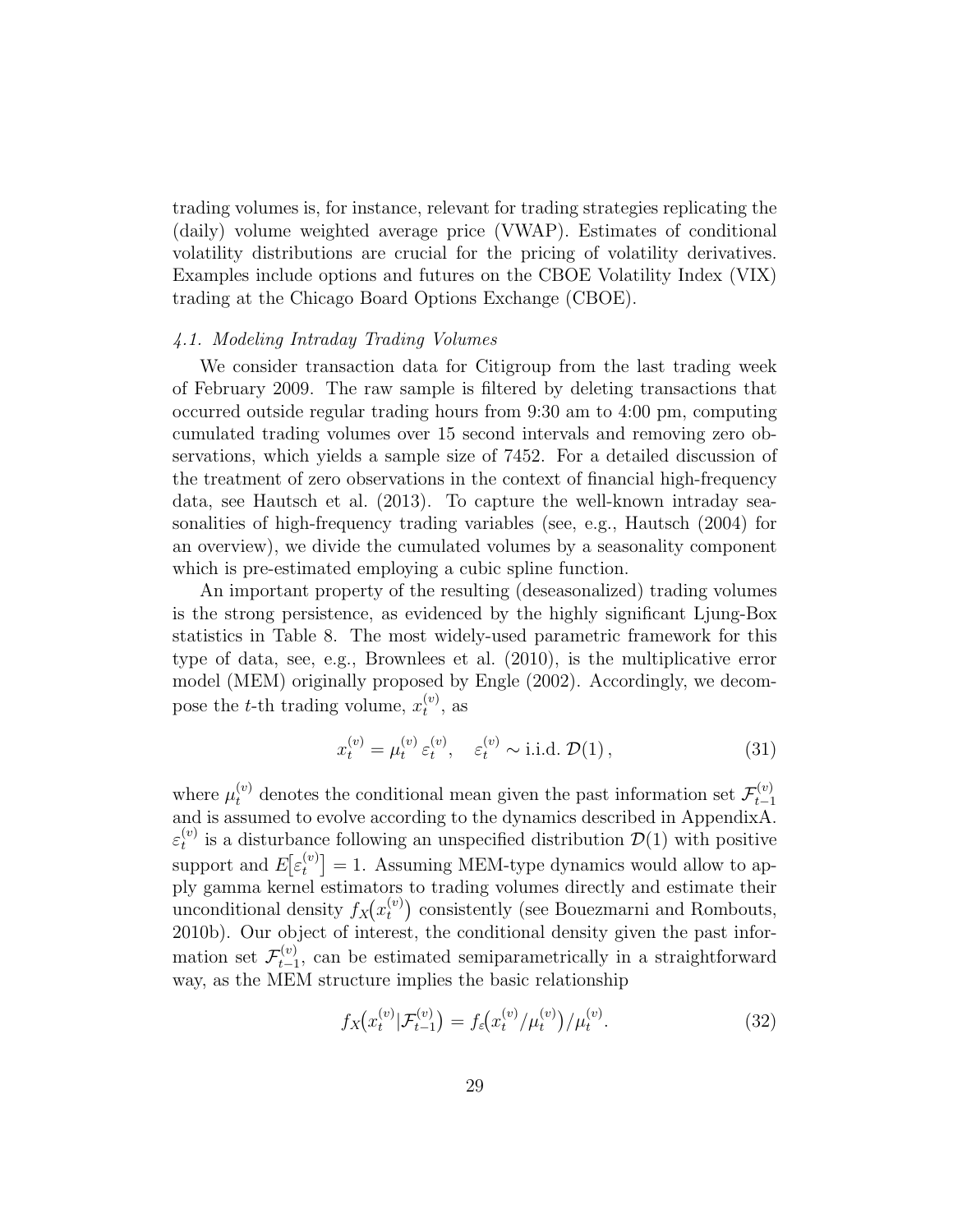trading volumes is, for instance, relevant for trading strategies replicating the (daily) volume weighted average price (VWAP). Estimates of conditional volatility distributions are crucial for the pricing of volatility derivatives. Examples include options and futures on the CBOE Volatility Index (VIX) trading at the Chicago Board Options Exchange (CBOE).

### *4.1. Modeling Intraday Trading Volumes*

We consider transaction data for Citigroup from the last trading week of February 2009. The raw sample is filtered by deleting transactions that occurred outside regular trading hours from 9:30 am to 4:00 pm, computing cumulated trading volumes over 15 second intervals and removing zero observations, which yields a sample size of 7452. For a detailed discussion of the treatment of zero observations in the context of financial high-frequency data, see Hautsch et al. (2013). To capture the well-known intraday seasonalities of high-frequency trading variables (see, e.g., Hautsch (2004) for an overview), we divide the cumulated volumes by a seasonality component which is pre-estimated employing a cubic spline function.

An important property of the resulting (deseasonalized) trading volumes is the strong persistence, as evidenced by the highly significant Ljung-Box statistics in Table 8. The most widely-used parametric framework for this type of data, see, e.g., Brownlees et al. (2010), is the multiplicative error model (MEM) originally proposed by Engle (2002). Accordingly, we decompose the $t$-th trading volume, $x_t^{(v)}$, as

$$x_t^{(v)} = \mu_t^{(v)} \, \varepsilon_t^{(v)}, \quad \varepsilon_t^{(v)} \sim \text{i.i.d. } \mathcal{D}(1)\,, \tag{31}$$

where $\mu_t^{(v)}$ denotes the conditional mean given the past information set $\mathcal{F}_{t-1}^{(v)}$ and is assumed to evolve according to the dynamics described in AppendixA. $\varepsilon_t^{(v)}$ is a disturbance following an unspecified distribution $\mathcal{D}(1)$ with positive support and $E\big[\varepsilon_t^{(v)}\big] = 1$. Assuming MEM-type dynamics would allow to apply gamma kernel estimators to trading volumes directly and estimate their unconditional density $f_X\big(x_t^{(v)}\big)$ consistently (see Bouezmarni and Rombouts, 2010b). Our object of interest, the conditional density given the past information set $\mathcal{F}_{t-1}^{(v)}$, can be estimated semiparametrically in a straightforward way, as the MEM structure implies the basic relationship

$$f_X\big(x_t^{(v)}|\mathcal{F}_{t-1}^{(v)}\big) = f_\varepsilon\big(x_t^{(v)}/\mu_t^{(v)}\big)/\mu_t^{(v)}. \tag{32}$$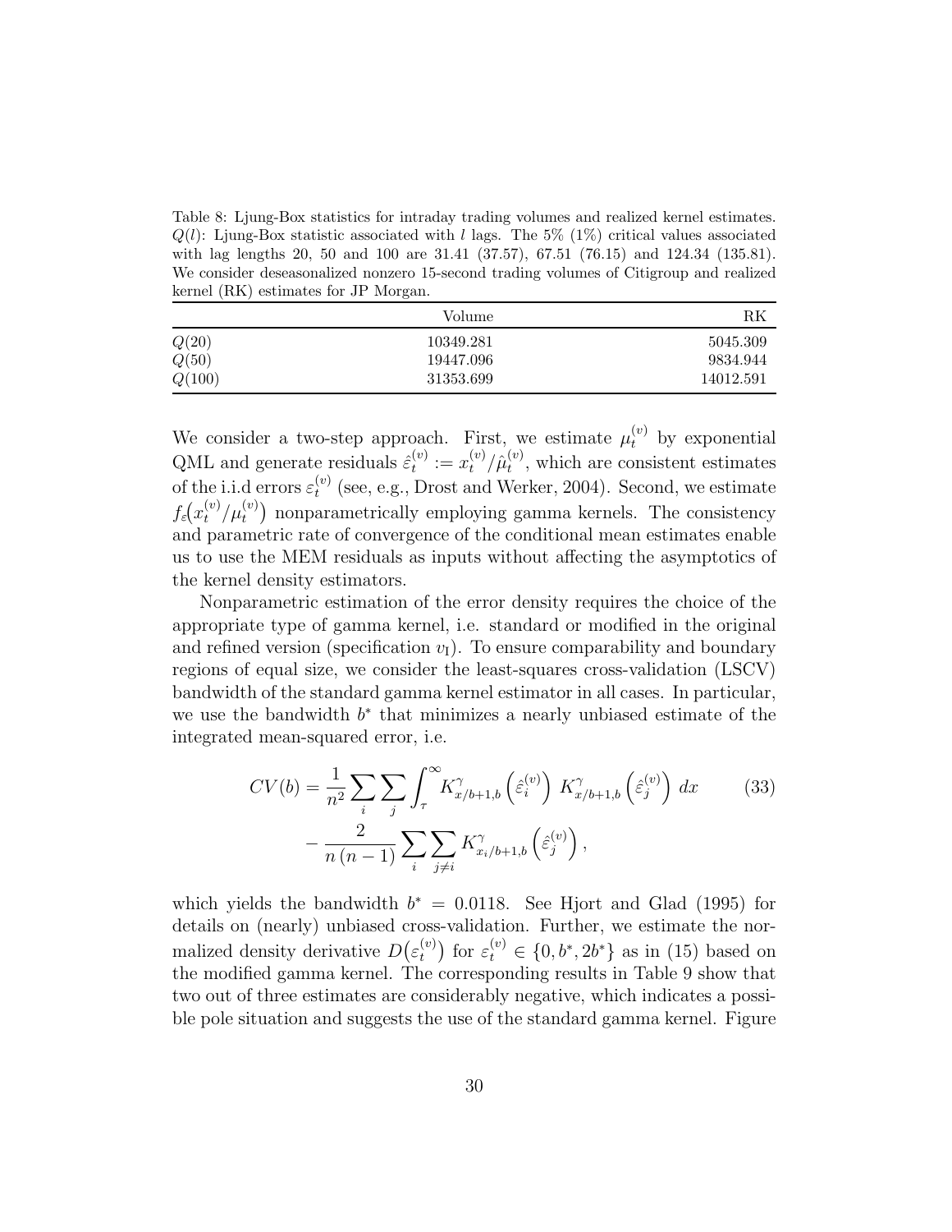Table 8: Ljung-Box statistics for intraday trading volumes and realized kernel estimates. $Q(l)$: Ljung-Box statistic associated with $l$ lags. The 5% (1%) critical values associated with lag lengths 20, 50 and 100 are 31.41 (37.57), 67.51 (76.15) and 124.34 (135.81). We consider deseasonalized nonzero 15-second trading volumes of Citigroup and realized kernel (RK) estimates for JP Morgan.

| | Volume | RK |
|---|---|---|
| $Q(20)$ | 10349.281 | 5045.309 |
| $Q(50)$ | 19447.096 | 9834.944 |
| $Q(100)$ | 31353.699 | 14012.591 |

We consider a two-step approach. First, we estimate $\mu_t^{(v)}$ by exponential QML and generate residuals $\hat{\varepsilon}_t^{(v)} := x_t^{(v)}/\hat{\mu}_t^{(v)}$, which are consistent estimates of the i.i.d errors $\varepsilon_t^{(v)}$ (see, e.g., Drost and Werker, 2004). Second, we estimate $f_\varepsilon\big(x_t^{(v)}/\mu_t^{(v)}\big)$ nonparametrically employing gamma kernels. The consistency and parametric rate of convergence of the conditional mean estimates enable us to use the MEM residuals as inputs without affecting the asymptotics of the kernel density estimators.

Nonparametric estimation of the error density requires the choice of the appropriate type of gamma kernel, i.e. standard or modified in the original and refined version (specification $v_{\text{I}}$). To ensure comparability and boundary regions of equal size, we consider the least-squares cross-validation (LSCV) bandwidth of the standard gamma kernel estimator in all cases. In particular, we use the bandwidth $b^*$ that minimizes a nearly unbiased estimate of the integrated mean-squared error, i.e.

$$
\begin{aligned}
CV(b) = & \frac{1}{n^2} \sum_i \sum_j \int_\tau^\infty K^\gamma_{x/b+1,b}\left(\hat{\varepsilon}_i^{(v)}\right) \, K^\gamma_{x/b+1,b}\left(\hat{\varepsilon}_j^{(v)}\right) \, dx \\
& - \frac{2}{n\,(n-1)} \sum_i \sum_{j \neq i} K^\gamma_{x_i/b+1,b}\left(\hat{\varepsilon}_j^{(v)}\right),
\end{aligned} \tag{33}
$$

which yields the bandwidth $b^* = 0.0118$. See Hjort and Glad (1995) for details on (nearly) unbiased cross-validation. Further, we estimate the normalized density derivative $D\big(\varepsilon_t^{(v)}\big)$ for $\varepsilon_t^{(v)} \in \{0, b^*, 2b^*\}$ as in (15) based on the modified gamma kernel. The corresponding results in Table 9 show that two out of three estimates are considerably negative, which indicates a possible pole situation and suggests the use of the standard gamma kernel. Figure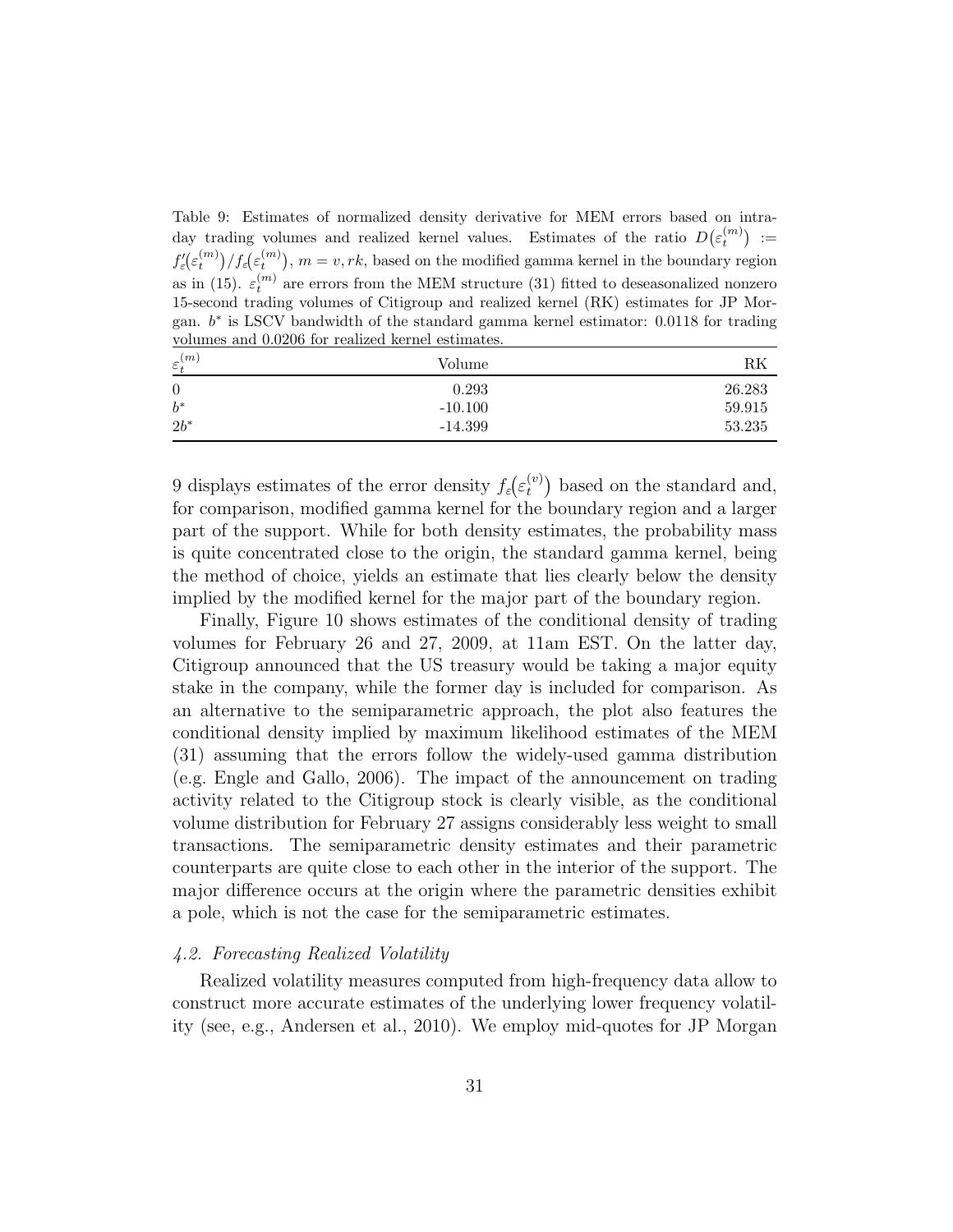Table 9: Estimates of normalized density derivative for MEM errors based on intraday trading volumes and realized kernel values. Estimates of the ratio $D(\varepsilon_t^{(m)}) := f_\varepsilon'(\varepsilon_t^{(m)})/f_\varepsilon(\varepsilon_t^{(m)})$, $m = v, rk$, based on the modified gamma kernel in the boundary region as in (15). $\varepsilon_t^{(m)}$ are errors from the MEM structure (31) fitted to deseasonalized nonzero 15-second trading volumes of Citigroup and realized kernel (RK) estimates for JP Morgan. $b^*$ is LSCV bandwidth of the standard gamma kernel estimator: 0.0118 for trading volumes and 0.0206 for realized kernel estimates.

| $\varepsilon_t^{(m)}$ | Volume | RK |
|---|---:|---:|
| 0 | 0.293 | 26.283 |
| $b^*$ | -10.100 | 59.915 |
| $2b^*$ | -14.399 | 53.235 |

9 displays estimates of the error density $f_\varepsilon(\varepsilon_t^{(v)})$ based on the standard and, for comparison, modified gamma kernel for the boundary region and a larger part of the support. While for both density estimates, the probability mass is quite concentrated close to the origin, the standard gamma kernel, being the method of choice, yields an estimate that lies clearly below the density implied by the modified kernel for the major part of the boundary region.

Finally, Figure 10 shows estimates of the conditional density of trading volumes for February 26 and 27, 2009, at 11am EST. On the latter day, Citigroup announced that the US treasury would be taking a major equity stake in the company, while the former day is included for comparison. As an alternative to the semiparametric approach, the plot also features the conditional density implied by maximum likelihood estimates of the MEM (31) assuming that the errors follow the widely-used gamma distribution (e.g. Engle and Gallo, 2006). The impact of the announcement on trading activity related to the Citigroup stock is clearly visible, as the conditional volume distribution for February 27 assigns considerably less weight to small transactions. The semiparametric density estimates and their parametric counterparts are quite close to each other in the interior of the support. The major difference occurs at the origin where the parametric densities exhibit a pole, which is not the case for the semiparametric estimates.

### *4.2. Forecasting Realized Volatility*

Realized volatility measures computed from high-frequency data allow to construct more accurate estimates of the underlying lower frequency volatility (see, e.g., Andersen et al., 2010). We employ mid-quotes for JP Morgan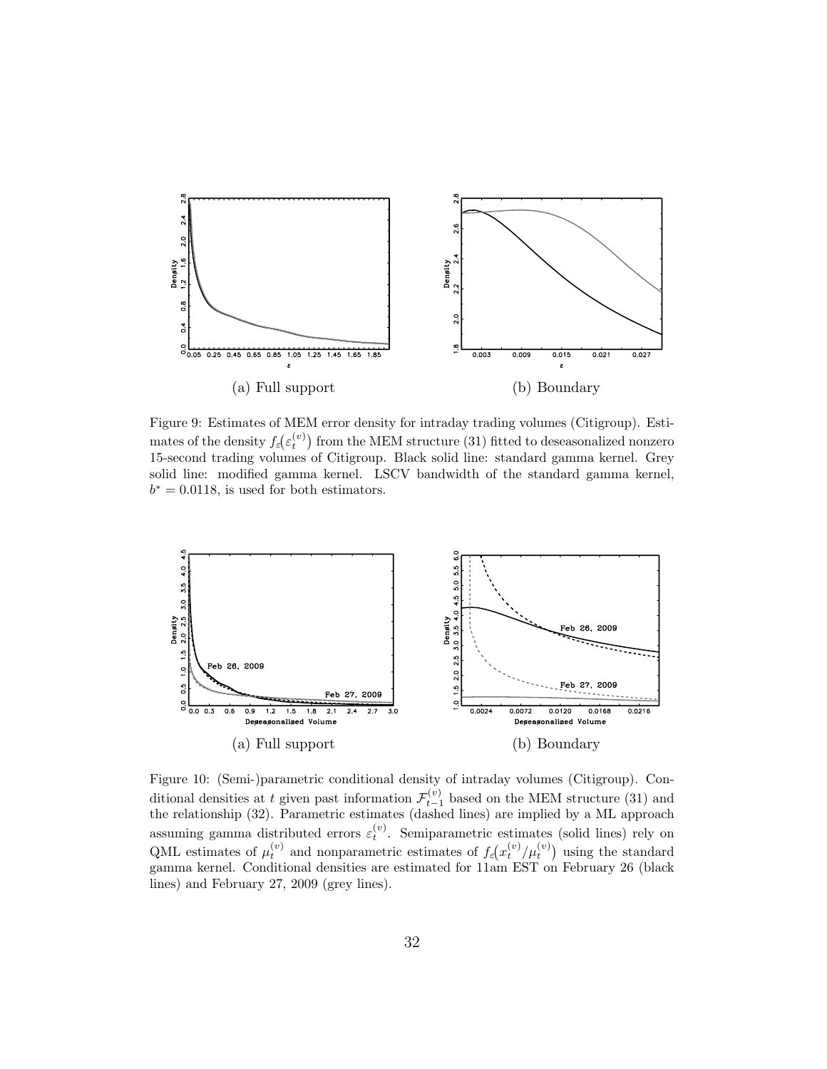(a) Full support

(b) Boundary

Figure 9: Estimates of MEM error density for intraday trading volumes (Citigroup). Estimates of the density $f_\varepsilon(\varepsilon_t^{(v)})$ from the MEM structure (31) fitted to deseasonalized nonzero 15-second trading volumes of Citigroup. Black solid line: standard gamma kernel. Grey solid line: modified gamma kernel. LSCV bandwidth of the standard gamma kernel, $b^* = 0.0118$, is used for both estimators.

(a) Full support

(b) Boundary

Figure 10: (Semi-)parametric conditional density of intraday volumes (Citigroup). Conditional densities at $t$ given past information $\mathcal{F}_{t-1}^{(v)}$ based on the MEM structure (31) and the relationship (32). Parametric estimates (dashed lines) are implied by a ML approach assuming gamma distributed errors $\varepsilon_t^{(v)}$. Semiparametric estimates (solid lines) rely on QML estimates of $\mu_t^{(v)}$ and nonparametric estimates of $f_\varepsilon(x_t^{(v)}/\mu_t^{(v)})$ using the standard gamma kernel. Conditional densities are estimated for 11am EST on February 26 (black lines) and February 27, 2009 (grey lines).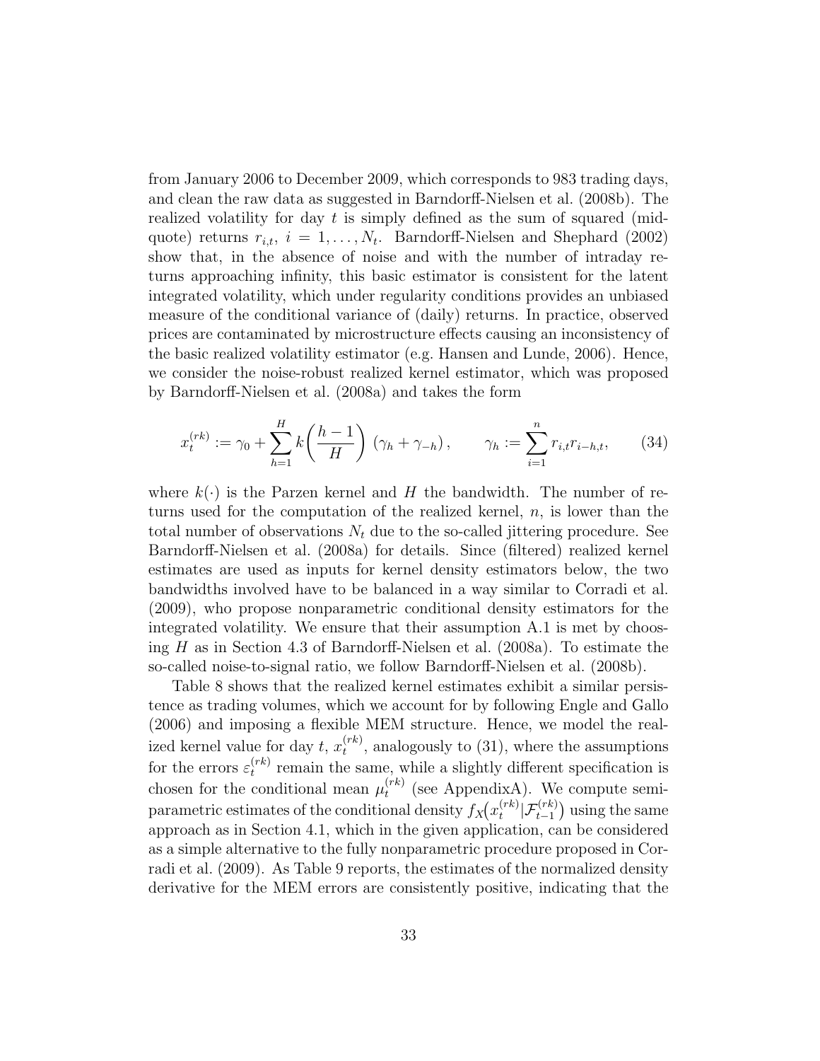from January 2006 to December 2009, which corresponds to 983 trading days, and clean the raw data as suggested in Barndorff-Nielsen et al. (2008b). The realized volatility for day $t$ is simply defined as the sum of squared (mid-quote) returns $r_{i,t}$, $i = 1, \ldots, N_t$. Barndorff-Nielsen and Shephard (2002) show that, in the absence of noise and with the number of intraday returns approaching infinity, this basic estimator is consistent for the latent integrated volatility, which under regularity conditions provides an unbiased measure of the conditional variance of (daily) returns. In practice, observed prices are contaminated by microstructure effects causing an inconsistency of the basic realized volatility estimator (e.g. Hansen and Lunde, 2006). Hence, we consider the noise-robust realized kernel estimator, which was proposed by Barndorff-Nielsen et al. (2008a) and takes the form

$$x_t^{(rk)} := \gamma_0 + \sum_{h=1}^{H} k\left(\frac{h-1}{H}\right) (\gamma_h + \gamma_{-h}), \qquad \gamma_h := \sum_{i=1}^{n} r_{i,t} r_{i-h,t}, \tag{34}$$

where $k(\cdot)$ is the Parzen kernel and $H$ the bandwidth. The number of returns used for the computation of the realized kernel, $n$, is lower than the total number of observations $N_t$ due to the so-called jittering procedure. See Barndorff-Nielsen et al. (2008a) for details. Since (filtered) realized kernel estimates are used as inputs for kernel density estimators below, the two bandwidths involved have to be balanced in a way similar to Corradi et al. (2009), who propose nonparametric conditional density estimators for the integrated volatility. We ensure that their assumption A.1 is met by choosing $H$ as in Section 4.3 of Barndorff-Nielsen et al. (2008a). To estimate the so-called noise-to-signal ratio, we follow Barndorff-Nielsen et al. (2008b).

Table 8 shows that the realized kernel estimates exhibit a similar persistence as trading volumes, which we account for by following Engle and Gallo (2006) and imposing a flexible MEM structure. Hence, we model the realized kernel value for day $t$, $x_t^{(rk)}$, analogously to (31), where the assumptions for the errors $\varepsilon_t^{(rk)}$ remain the same, while a slightly different specification is chosen for the conditional mean $\mu_t^{(rk)}$ (see AppendixA). We compute semi-parametric estimates of the conditional density $f_X\big(x_t^{(rk)}|\mathcal{F}_{t-1}^{(rk)}\big)$ using the same approach as in Section 4.1, which in the given application, can be considered as a simple alternative to the fully nonparametric procedure proposed in Corradi et al. (2009). As Table 9 reports, the estimates of the normalized density derivative for the MEM errors are consistently positive, indicating that the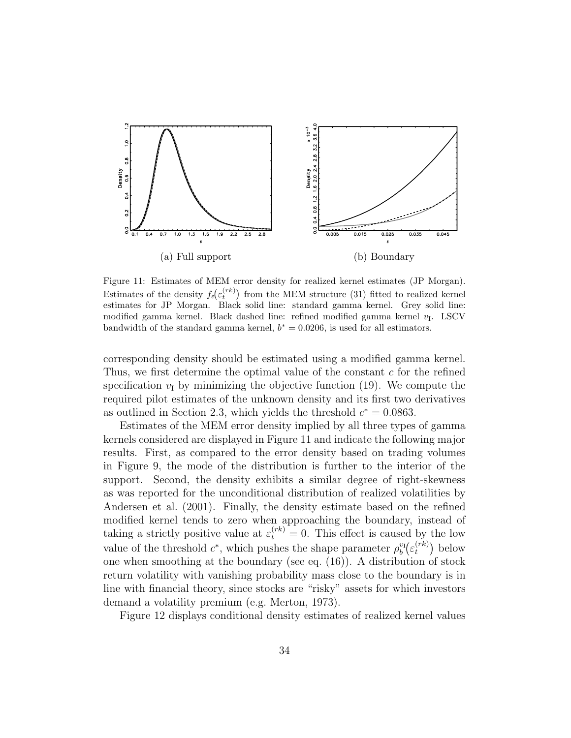(a) Full support

(b) Boundary

Figure 11: Estimates of MEM error density for realized kernel estimates (JP Morgan). Estimates of the density $f_\varepsilon\big(\varepsilon_t^{(rk)}\big)$ from the MEM structure (31) fitted to realized kernel estimates for JP Morgan. Black solid line: standard gamma kernel. Grey solid line: modified gamma kernel. Black dashed line: refined modified gamma kernel $v_{\mathrm{I}}$. LSCV bandwidth of the standard gamma kernel, $b^* = 0.0206$, is used for all estimators.

corresponding density should be estimated using a modified gamma kernel. Thus, we first determine the optimal value of the constant $c$ for the refined specification $v_{\mathrm{I}}$ by minimizing the objective function (19). We compute the required pilot estimates of the unknown density and its first two derivatives as outlined in Section 2.3, which yields the threshold $c^* = 0.0863$.

Estimates of the MEM error density implied by all three types of gamma kernels considered are displayed in Figure 11 and indicate the following major results. First, as compared to the error density based on trading volumes in Figure 9, the mode of the distribution is further to the interior of the support. Second, the density exhibits a similar degree of right-skewness as was reported for the unconditional distribution of realized volatilities by Andersen et al. (2001). Finally, the density estimate based on the refined modified kernel tends to zero when approaching the boundary, instead of taking a strictly positive value at $\varepsilon_t^{(rk)} = 0$. This effect is caused by the low value of the threshold $c^*$, which pushes the shape parameter $\rho_b^{v_{\mathrm{I}}}\big(\varepsilon_t^{(rk)}\big)$ below one when smoothing at the boundary (see eq. (16)). A distribution of stock return volatility with vanishing probability mass close to the boundary is in line with financial theory, since stocks are "risky" assets for which investors demand a volatility premium (e.g. Merton, 1973).

Figure 12 displays conditional density estimates of realized kernel values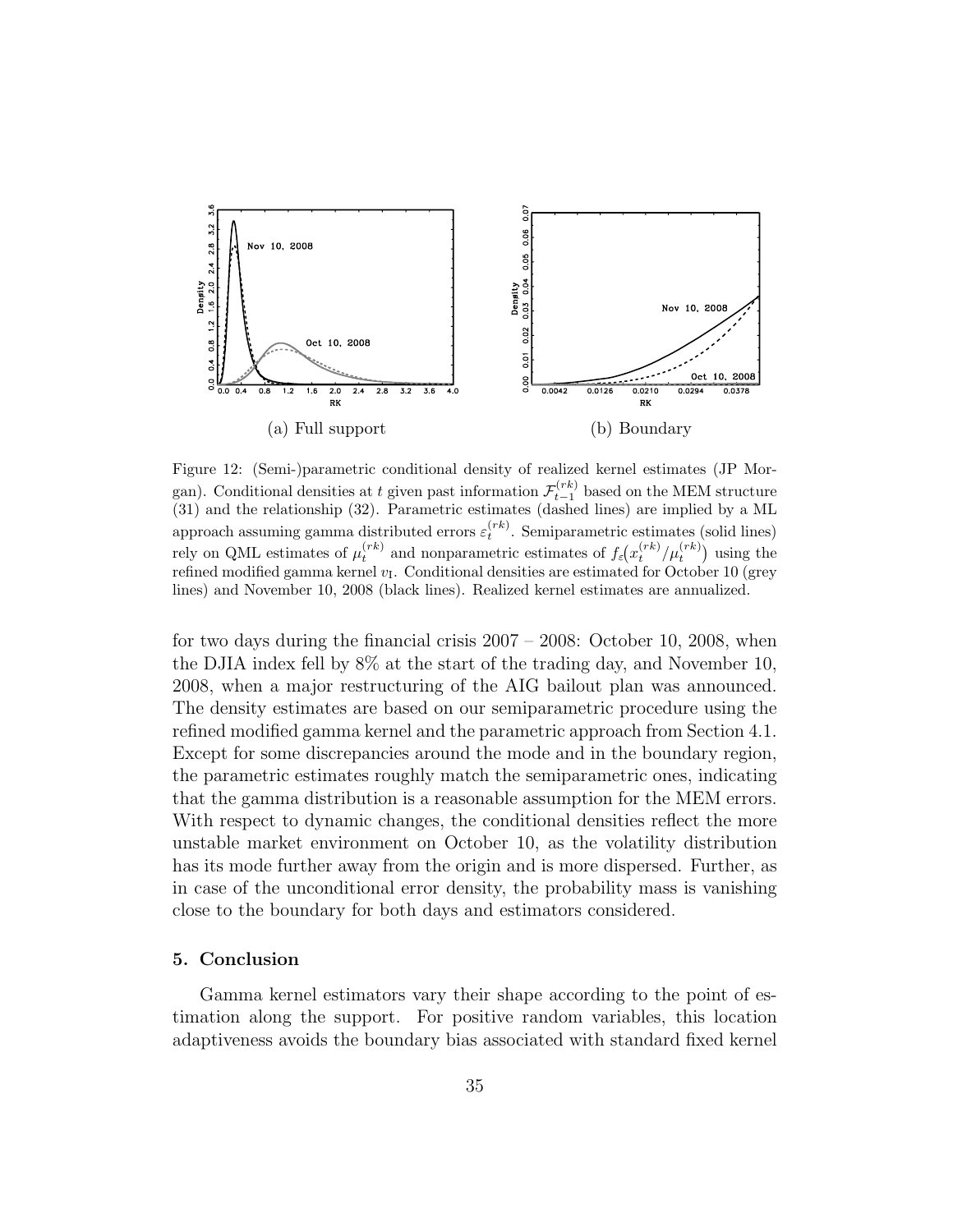(a) Full support

(b) Boundary

Figure 12: (Semi-)parametric conditional density of realized kernel estimates (JP Morgan). Conditional densities at $t$ given past information $\mathcal{F}_{t-1}^{(rk)}$ based on the MEM structure (31) and the relationship (32). Parametric estimates (dashed lines) are implied by a ML approach assuming gamma distributed errors $\varepsilon_t^{(rk)}$. Semiparametric estimates (solid lines) rely on QML estimates of $\mu_t^{(rk)}$ and nonparametric estimates of $f_\varepsilon\big(x_t^{(rk)}/\mu_t^{(rk)}\big)$ using the refined modified gamma kernel $v_{\mathrm{I}}$. Conditional densities are estimated for October 10 (grey lines) and November 10, 2008 (black lines). Realized kernel estimates are annualized.

for two days during the financial crisis 2007 – 2008: October 10, 2008, when the DJIA index fell by 8% at the start of the trading day, and November 10, 2008, when a major restructuring of the AIG bailout plan was announced. The density estimates are based on our semiparametric procedure using the refined modified gamma kernel and the parametric approach from Section 4.1. Except for some discrepancies around the mode and in the boundary region, the parametric estimates roughly match the semiparametric ones, indicating that the gamma distribution is a reasonable assumption for the MEM errors. With respect to dynamic changes, the conditional densities reflect the more unstable market environment on October 10, as the volatility distribution has its mode further away from the origin and is more dispersed. Further, as in case of the unconditional error density, the probability mass is vanishing close to the boundary for both days and estimators considered.

## 5. Conclusion

Gamma kernel estimators vary their shape according to the point of estimation along the support. For positive random variables, this location adaptiveness avoids the boundary bias associated with standard fixed kernel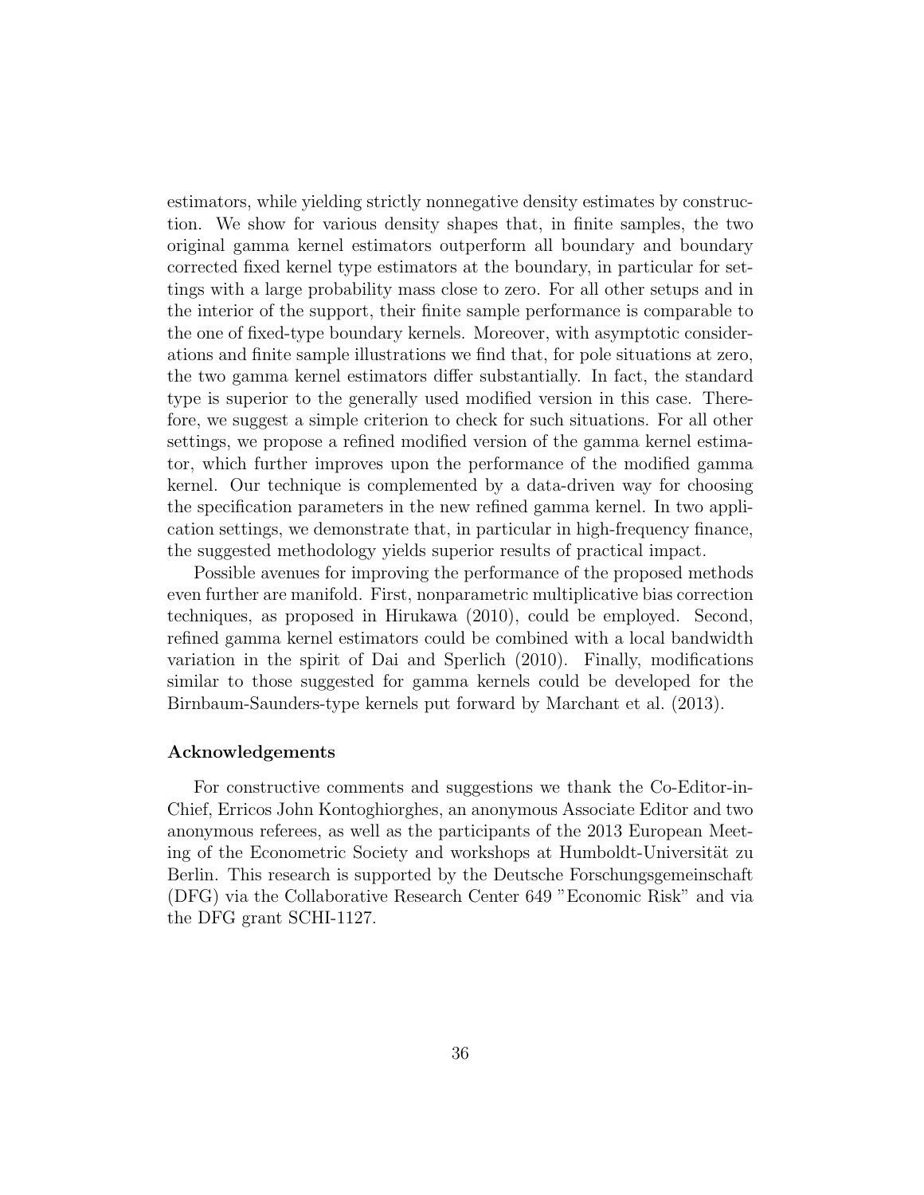estimators, while yielding strictly nonnegative density estimates by construction. We show for various density shapes that, in finite samples, the two original gamma kernel estimators outperform all boundary and boundary corrected fixed kernel type estimators at the boundary, in particular for settings with a large probability mass close to zero. For all other setups and in the interior of the support, their finite sample performance is comparable to the one of fixed-type boundary kernels. Moreover, with asymptotic considerations and finite sample illustrations we find that, for pole situations at zero, the two gamma kernel estimators differ substantially. In fact, the standard type is superior to the generally used modified version in this case. Therefore, we suggest a simple criterion to check for such situations. For all other settings, we propose a refined modified version of the gamma kernel estimator, which further improves upon the performance of the modified gamma kernel. Our technique is complemented by a data-driven way for choosing the specification parameters in the new refined gamma kernel. In two application settings, we demonstrate that, in particular in high-frequency finance, the suggested methodology yields superior results of practical impact.

Possible avenues for improving the performance of the proposed methods even further are manifold. First, nonparametric multiplicative bias correction techniques, as proposed in Hirukawa (2010), could be employed. Second, refined gamma kernel estimators could be combined with a local bandwidth variation in the spirit of Dai and Sperlich (2010). Finally, modifications similar to those suggested for gamma kernels could be developed for the Birnbaum-Saunders-type kernels put forward by Marchant et al. (2013).

**Acknowledgements**

For constructive comments and suggestions we thank the Co-Editor-in-Chief, Erricos John Kontoghiorghes, an anonymous Associate Editor and two anonymous referees, as well as the participants of the 2013 European Meeting of the Econometric Society and workshops at Humboldt-Universität zu Berlin. This research is supported by the Deutsche Forschungsgemeinschaft (DFG) via the Collaborative Research Center 649 "Economic Risk" and via the DFG grant SCHI-1127.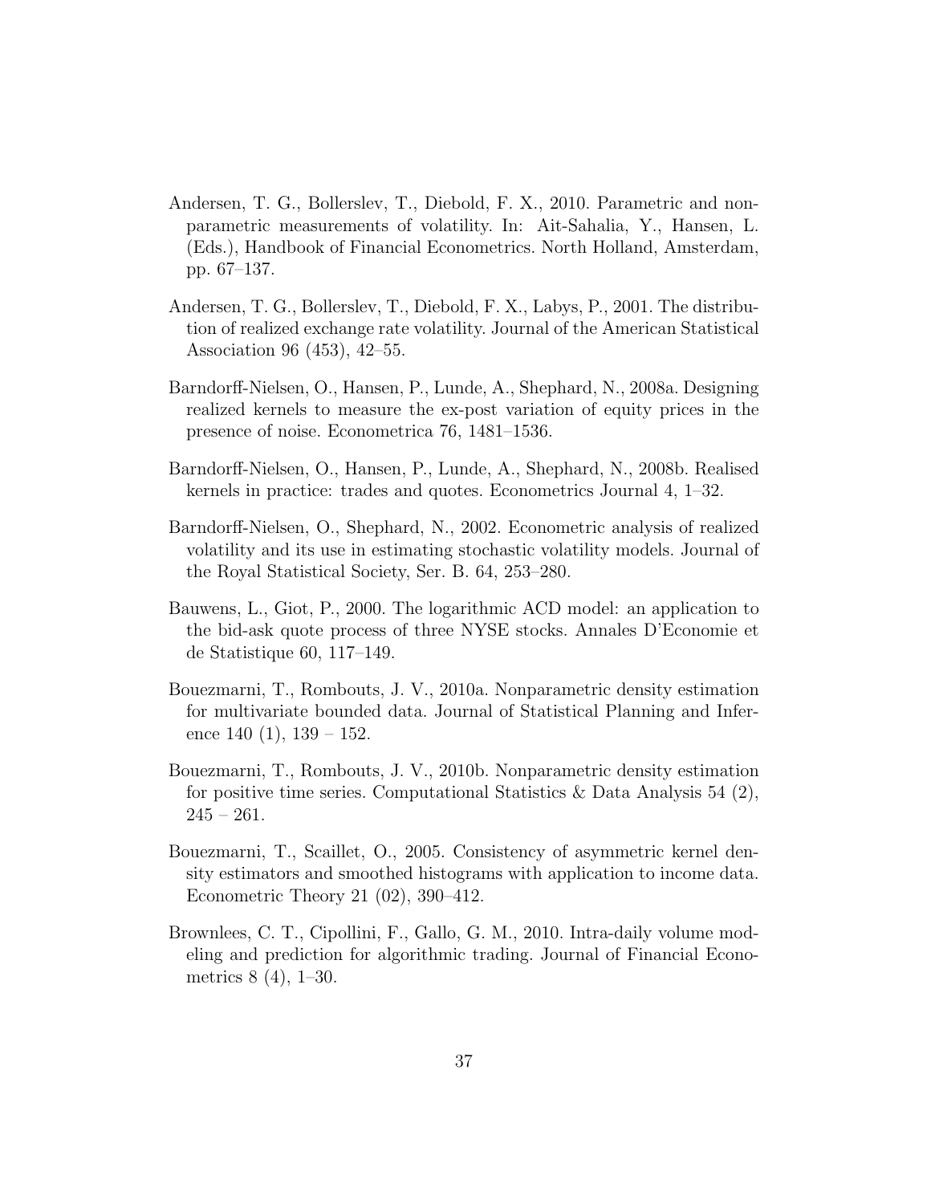Andersen, T. G., Bollerslev, T., Diebold, F. X., 2010. Parametric and nonparametric measurements of volatility. In: Ait-Sahalia, Y., Hansen, L. (Eds.), Handbook of Financial Econometrics. North Holland, Amsterdam, pp. 67–137.

Andersen, T. G., Bollerslev, T., Diebold, F. X., Labys, P., 2001. The distribution of realized exchange rate volatility. Journal of the American Statistical Association 96 (453), 42–55.

Barndorff-Nielsen, O., Hansen, P., Lunde, A., Shephard, N., 2008a. Designing realized kernels to measure the ex-post variation of equity prices in the presence of noise. Econometrica 76, 1481–1536.

Barndorff-Nielsen, O., Hansen, P., Lunde, A., Shephard, N., 2008b. Realised kernels in practice: trades and quotes. Econometrics Journal 4, 1–32.

Barndorff-Nielsen, O., Shephard, N., 2002. Econometric analysis of realized volatility and its use in estimating stochastic volatility models. Journal of the Royal Statistical Society, Ser. B. 64, 253–280.

Bauwens, L., Giot, P., 2000. The logarithmic ACD model: an application to the bid-ask quote process of three NYSE stocks. Annales D'Economie et de Statistique 60, 117–149.

Bouezmarni, T., Rombouts, J. V., 2010a. Nonparametric density estimation for multivariate bounded data. Journal of Statistical Planning and Inference 140 (1), 139 – 152.

Bouezmarni, T., Rombouts, J. V., 2010b. Nonparametric density estimation for positive time series. Computational Statistics & Data Analysis 54 (2), 245 – 261.

Bouezmarni, T., Scaillet, O., 2005. Consistency of asymmetric kernel density estimators and smoothed histograms with application to income data. Econometric Theory 21 (02), 390–412.

Brownlees, C. T., Cipollini, F., Gallo, G. M., 2010. Intra-daily volume modeling and prediction for algorithmic trading. Journal of Financial Econometrics 8 (4), 1–30.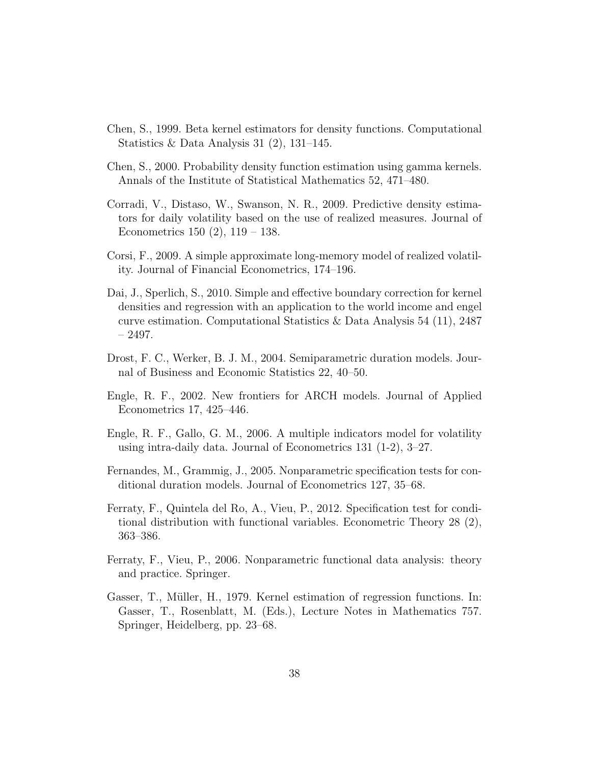Chen, S., 1999. Beta kernel estimators for density functions. Computational Statistics & Data Analysis 31 (2), 131–145.

Chen, S., 2000. Probability density function estimation using gamma kernels. Annals of the Institute of Statistical Mathematics 52, 471–480.

Corradi, V., Distaso, W., Swanson, N. R., 2009. Predictive density estimators for daily volatility based on the use of realized measures. Journal of Econometrics 150 (2), 119 – 138.

Corsi, F., 2009. A simple approximate long-memory model of realized volatility. Journal of Financial Econometrics, 174–196.

Dai, J., Sperlich, S., 2010. Simple and effective boundary correction for kernel densities and regression with an application to the world income and engel curve estimation. Computational Statistics & Data Analysis 54 (11), 2487 – 2497.

Drost, F. C., Werker, B. J. M., 2004. Semiparametric duration models. Journal of Business and Economic Statistics 22, 40–50.

Engle, R. F., 2002. New frontiers for ARCH models. Journal of Applied Econometrics 17, 425–446.

Engle, R. F., Gallo, G. M., 2006. A multiple indicators model for volatility using intra-daily data. Journal of Econometrics 131 (1-2), 3–27.

Fernandes, M., Grammig, J., 2005. Nonparametric specification tests for conditional duration models. Journal of Econometrics 127, 35–68.

Ferraty, F., Quintela del Ro, A., Vieu, P., 2012. Specification test for conditional distribution with functional variables. Econometric Theory 28 (2), 363–386.

Ferraty, F., Vieu, P., 2006. Nonparametric functional data analysis: theory and practice. Springer.

Gasser, T., Müller, H., 1979. Kernel estimation of regression functions. In: Gasser, T., Rosenblatt, M. (Eds.), Lecture Notes in Mathematics 757. Springer, Heidelberg, pp. 23–68.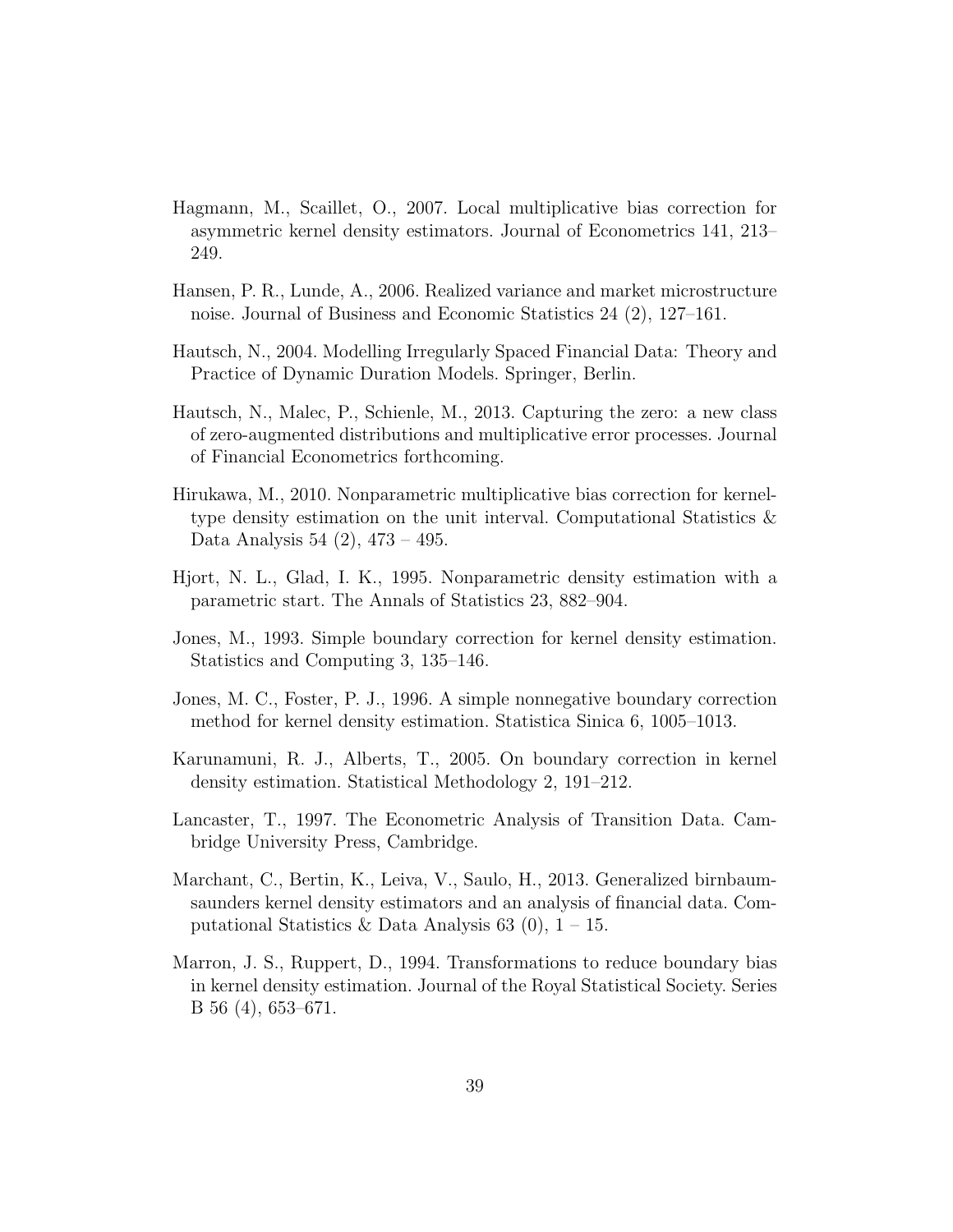Hagmann, M., Scaillet, O., 2007. Local multiplicative bias correction for asymmetric kernel density estimators. Journal of Econometrics 141, 213–249.

Hansen, P. R., Lunde, A., 2006. Realized variance and market microstructure noise. Journal of Business and Economic Statistics 24 (2), 127–161.

Hautsch, N., 2004. Modelling Irregularly Spaced Financial Data: Theory and Practice of Dynamic Duration Models. Springer, Berlin.

Hautsch, N., Malec, P., Schienle, M., 2013. Capturing the zero: a new class of zero-augmented distributions and multiplicative error processes. Journal of Financial Econometrics forthcoming.

Hirukawa, M., 2010. Nonparametric multiplicative bias correction for kernel-type density estimation on the unit interval. Computational Statistics & Data Analysis 54 (2), 473 – 495.

Hjort, N. L., Glad, I. K., 1995. Nonparametric density estimation with a parametric start. The Annals of Statistics 23, 882–904.

Jones, M., 1993. Simple boundary correction for kernel density estimation. Statistics and Computing 3, 135–146.

Jones, M. C., Foster, P. J., 1996. A simple nonnegative boundary correction method for kernel density estimation. Statistica Sinica 6, 1005–1013.

Karunamuni, R. J., Alberts, T., 2005. On boundary correction in kernel density estimation. Statistical Methodology 2, 191–212.

Lancaster, T., 1997. The Econometric Analysis of Transition Data. Cambridge University Press, Cambridge.

Marchant, C., Bertin, K., Leiva, V., Saulo, H., 2013. Generalized birnbaum-saunders kernel density estimators and an analysis of financial data. Computational Statistics & Data Analysis 63 (0), 1 – 15.

Marron, J. S., Ruppert, D., 1994. Transformations to reduce boundary bias in kernel density estimation. Journal of the Royal Statistical Society. Series B 56 (4), 653–671.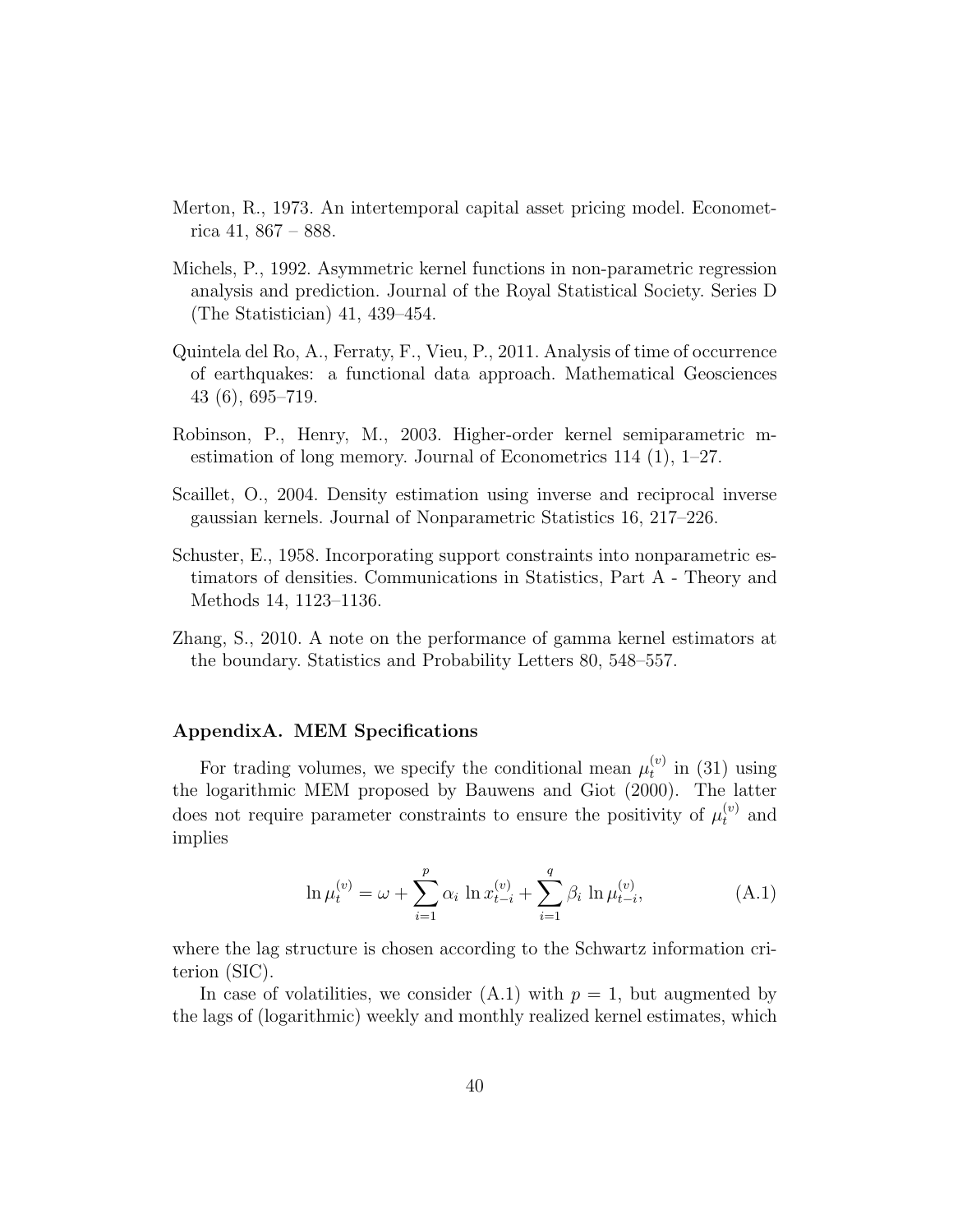Merton, R., 1973. An intertemporal capital asset pricing model. Econometrica 41, 867 – 888.

Michels, P., 1992. Asymmetric kernel functions in non-parametric regression analysis and prediction. Journal of the Royal Statistical Society. Series D (The Statistician) 41, 439–454.

Quintela del Ro, A., Ferraty, F., Vieu, P., 2011. Analysis of time of occurrence of earthquakes: a functional data approach. Mathematical Geosciences 43 (6), 695–719.

Robinson, P., Henry, M., 2003. Higher-order kernel semiparametric m-estimation of long memory. Journal of Econometrics 114 (1), 1–27.

Scaillet, O., 2004. Density estimation using inverse and reciprocal inverse gaussian kernels. Journal of Nonparametric Statistics 16, 217–226.

Schuster, E., 1958. Incorporating support constraints into nonparametric estimators of densities. Communications in Statistics, Part A - Theory and Methods 14, 1123–1136.

Zhang, S., 2010. A note on the performance of gamma kernel estimators at the boundary. Statistics and Probability Letters 80, 548–557.

## AppendixA. MEM Specifications

For trading volumes, we specify the conditional mean $\mu_t^{(v)}$ in (31) using the logarithmic MEM proposed by Bauwens and Giot (2000). The latter does not require parameter constraints to ensure the positivity of $\mu_t^{(v)}$ and implies

$$\ln \mu_t^{(v)} = \omega + \sum_{i=1}^{p} \alpha_i \ln x_{t-i}^{(v)} + \sum_{i=1}^{q} \beta_i \ln \mu_{t-i}^{(v)}, \tag{A.1}$$

where the lag structure is chosen according to the Schwartz information criterion (SIC).

In case of volatilities, we consider (A.1) with $p = 1$, but augmented by the lags of (logarithmic) weekly and monthly realized kernel estimates, which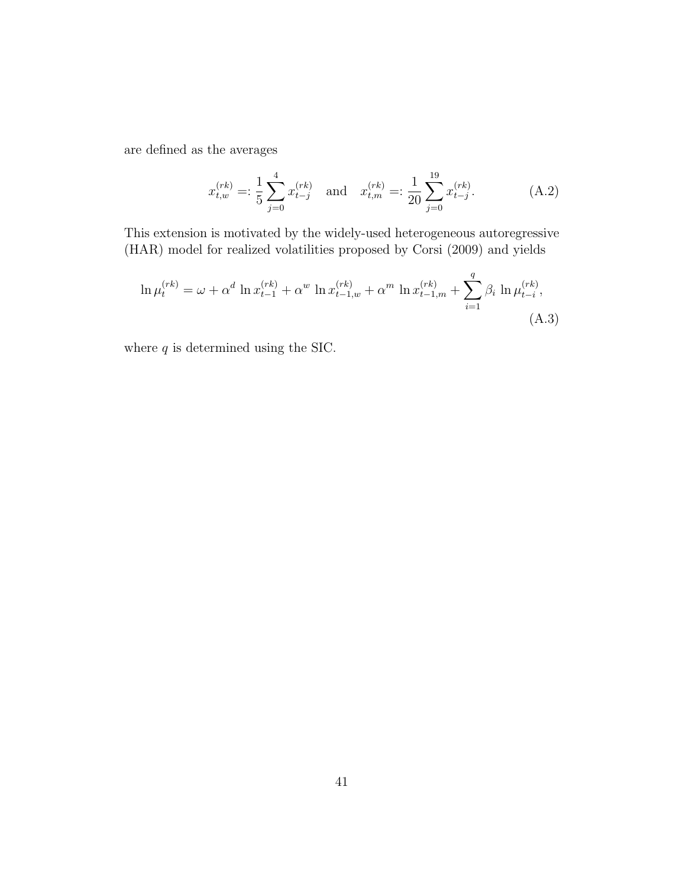are defined as the averages

$$x_{t,w}^{(rk)} =: \frac{1}{5} \sum_{j=0}^{4} x_{t-j}^{(rk)} \quad \text{and} \quad x_{t,m}^{(rk)} =: \frac{1}{20} \sum_{j=0}^{19} x_{t-j}^{(rk)}. \tag{A.2}$$

This extension is motivated by the widely-used heterogeneous autoregressive (HAR) model for realized volatilities proposed by Corsi (2009) and yields

$$\ln \mu_t^{(rk)} = \omega + \alpha^d \ln x_{t-1}^{(rk)} + \alpha^w \ln x_{t-1,w}^{(rk)} + \alpha^m \ln x_{t-1,m}^{(rk)} + \sum_{i=1}^{q} \beta_i \ln \mu_{t-i}^{(rk)}, \tag{A.3}$$

where $q$ is determined using the SIC.